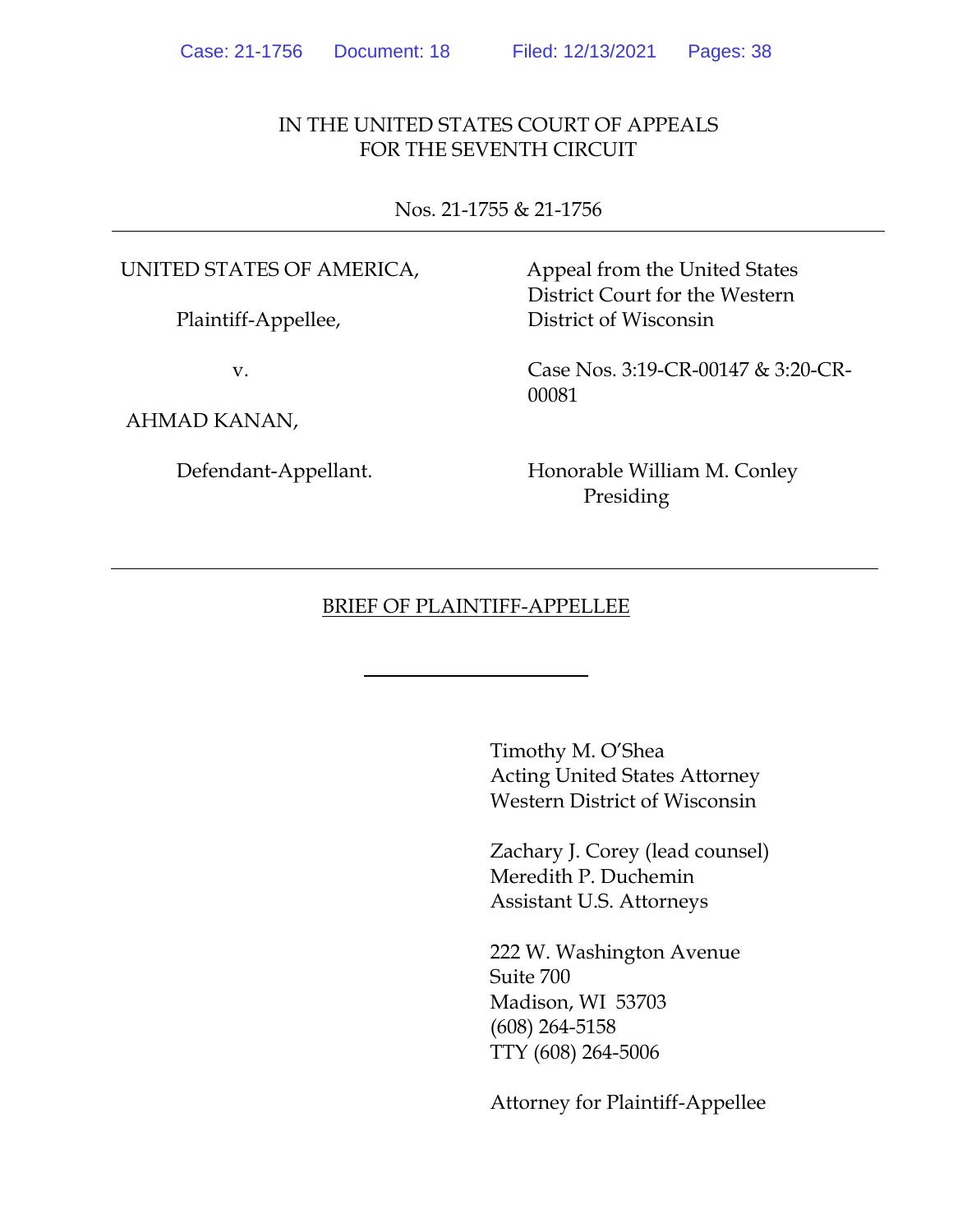IN THE UNITED STATES COURT OF APPEALS
FOR THE SEVENTH CIRCUIT

Nos. 21-1755 & 21-1756

---

UNITED STATES OF AMERICA,

Plaintiff-Appellee,

v.

AHMAD KANAN,

Defendant-Appellant.

Appeal from the United States District Court for the Western District of Wisconsin

Case Nos. 3:19-CR-00147 & 3:20-CR-00081

Honorable William M. Conley
Presiding

---

BRIEF OF PLAINTIFF-APPELLEE

---

Timothy M. O'Shea
Acting United States Attorney
Western District of Wisconsin

Zachary J. Corey (lead counsel)
Meredith P. Duchemin
Assistant U.S. Attorneys

222 W. Washington Avenue
Suite 700
Madison, WI 53703
(608) 264-5158
TTY (608) 264-5006

Attorney for Plaintiff-Appellee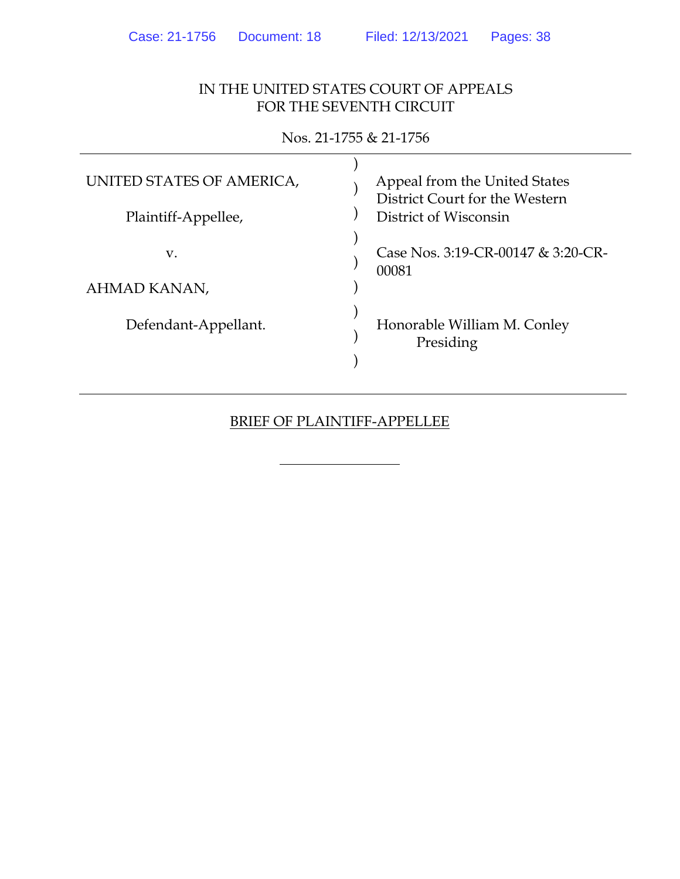IN THE UNITED STATES COURT OF APPEALS
FOR THE SEVENTH CIRCUIT

Nos. 21-1755 & 21-1756

| | | |
|---|---|---|
| UNITED STATES OF AMERICA, | ) | Appeal from the United States District Court for the Western District of Wisconsin |
| Plaintiff-Appellee, | ) | |
| v. | ) | Case Nos. 3:19-CR-00147 & 3:20-CR-00081 |
| AHMAD KANAN, | ) | |
| Defendant-Appellant. | ) | Honorable William M. Conley Presiding |

BRIEF OF PLAINTIFF-APPELLEE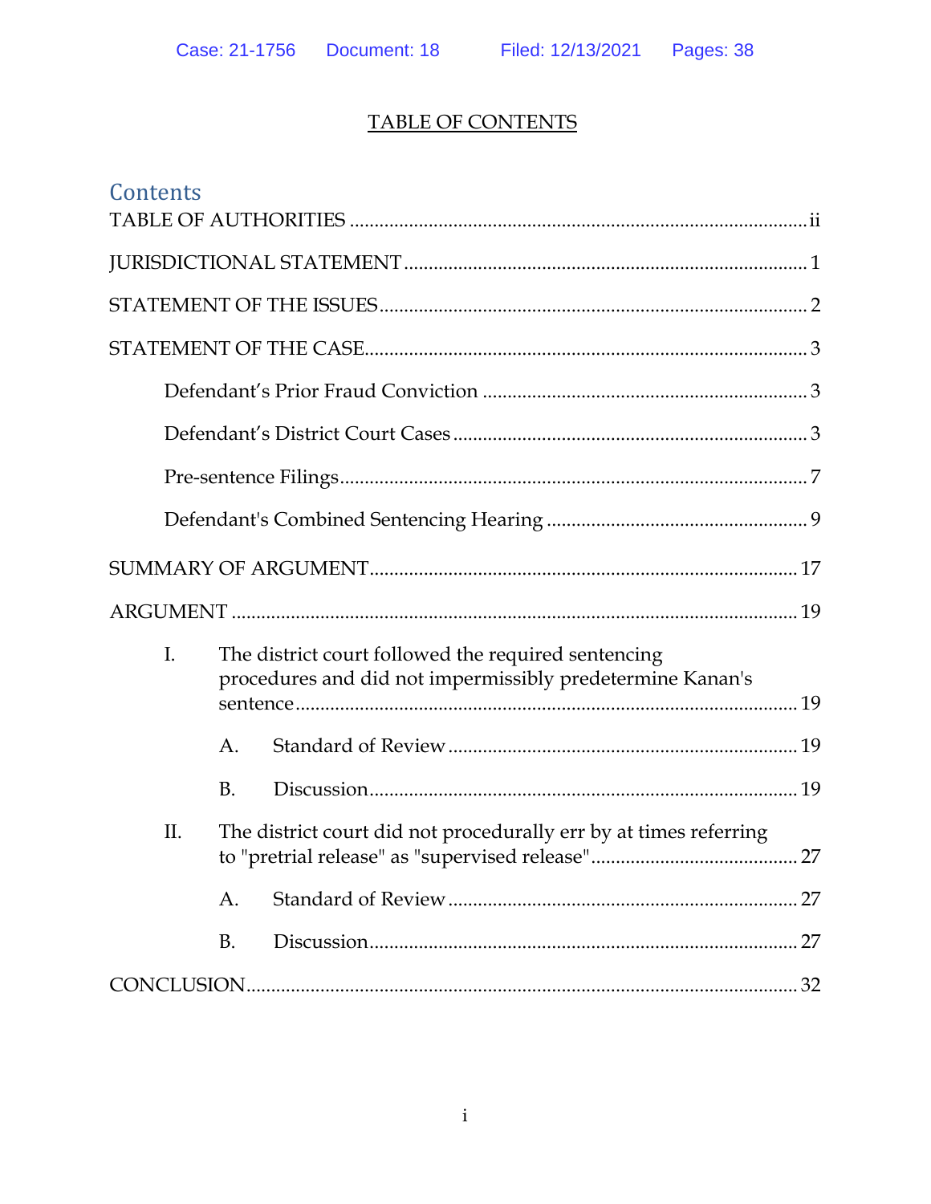# TABLE OF CONTENTS

## Contents

TABLE OF AUTHORITIES ........................................................ ii

JURISDICTIONAL STATEMENT ................................................ 1

STATEMENT OF THE ISSUES ................................................... 2

STATEMENT OF THE CASE ...................................................... 3

Defendant's Prior Fraud Conviction ............................................ 3

Defendant's District Court Cases .................................................. 3

Pre-sentence Filings ........................................................................ 7

Defendant's Combined Sentencing Hearing ................................ 9

SUMMARY OF ARGUMENT .................................................... 17

ARGUMENT ................................................................................. 19

I. The district court followed the required sentencing procedures and did not impermissibly predetermine Kanan's sentence ................................................................ 19

A. Standard of Review ........................................................ 19

B. Discussion ....................................................................... 19

II. The district court did not procedurally err by at times referring to "pretrial release" as "supervised release" ...................... 27

A. Standard of Review ........................................................ 27

B. Discussion ....................................................................... 27

CONCLUSION ............................................................................. 32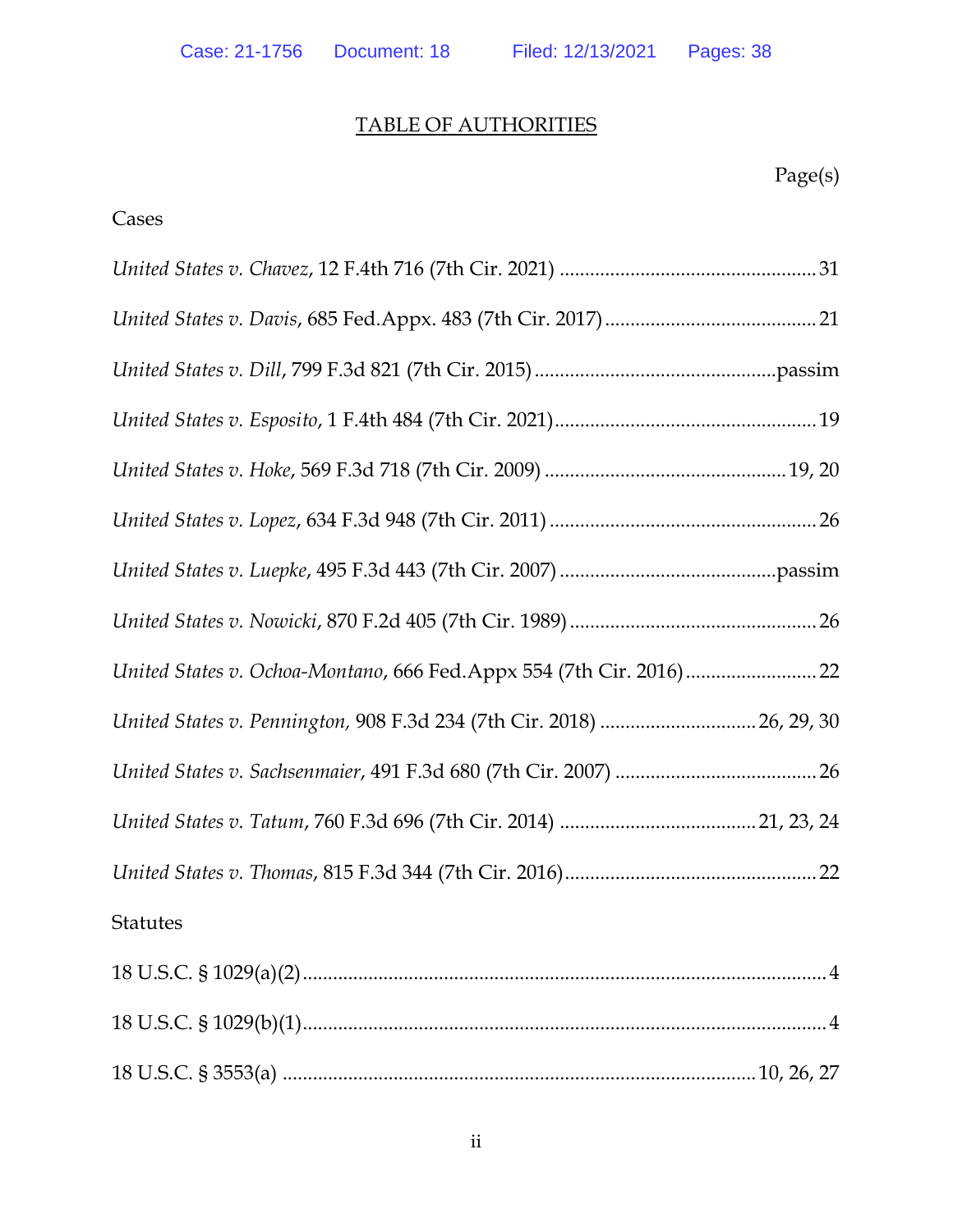# TABLE OF AUTHORITIES

Page(s)

**Cases**

*United States v. Chavez*, 12 F.4th 716 (7th Cir. 2021) .................................................. 31

*United States v. Davis*, 685 Fed.Appx. 483 (7th Cir. 2017) ......................................... 21

*United States v. Dill*, 799 F.3d 821 (7th Cir. 2015) ................................................passim

*United States v. Esposito*, 1 F.4th 484 (7th Cir. 2021)................................................... 19

*United States v. Hoke*, 569 F.3d 718 (7th Cir. 2009) ............................................... 19, 20

*United States v. Lopez*, 634 F.3d 948 (7th Cir. 2011) .................................................... 26

*United States v. Luepke*, 495 F.3d 443 (7th Cir. 2007) ...........................................passim

*United States v. Nowicki*, 870 F.2d 405 (7th Cir. 1989) ................................................ 26

*United States v. Ochoa-Montano*, 666 Fed.Appx 554 (7th Cir. 2016) .......................... 22

*United States v. Pennington,* 908 F.3d 234 (7th Cir. 2018) ............................... 26, 29, 30

*United States v. Sachsenmaier*, 491 F.3d 680 (7th Cir. 2007) ........................................ 26

*United States v. Tatum*, 760 F.3d 696 (7th Cir. 2014) ....................................... 21, 23, 24

*United States v. Thomas*, 815 F.3d 344 (7th Cir. 2016)................................................. 22

**Statutes**

18 U.S.C. § 1029(a)(2)........................................................................................................ 4

18 U.S.C. § 1029(b)(1)........................................................................................................ 4

18 U.S.C. § 3553(a) ............................................................................................. 10, 26, 27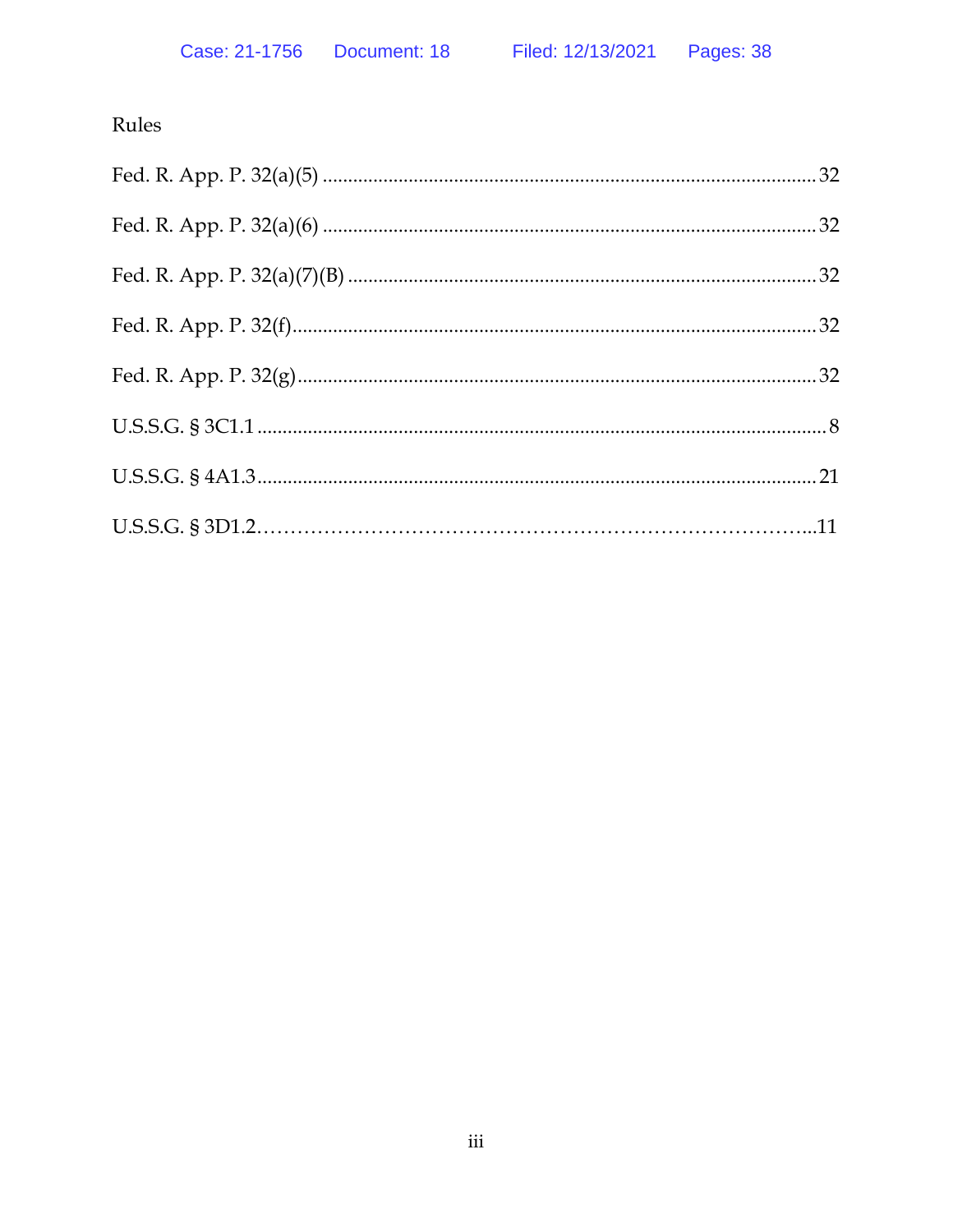Rules

Fed. R. App. P. 32(a)(5) ..................................................................................... 32

Fed. R. App. P. 32(a)(6) ..................................................................................... 32

Fed. R. App. P. 32(a)(7)(B) ................................................................................ 32

Fed. R. App. P. 32(f)........................................................................................... 32

Fed. R. App. P. 32(g)........................................................................................... 32

U.S.S.G. § 3C1.1 ..................................................................................................... 8

U.S.S.G. § 4A1.3.................................................................................................. 21

U.S.S.G. § 3D1.2……………………………………………………………………...11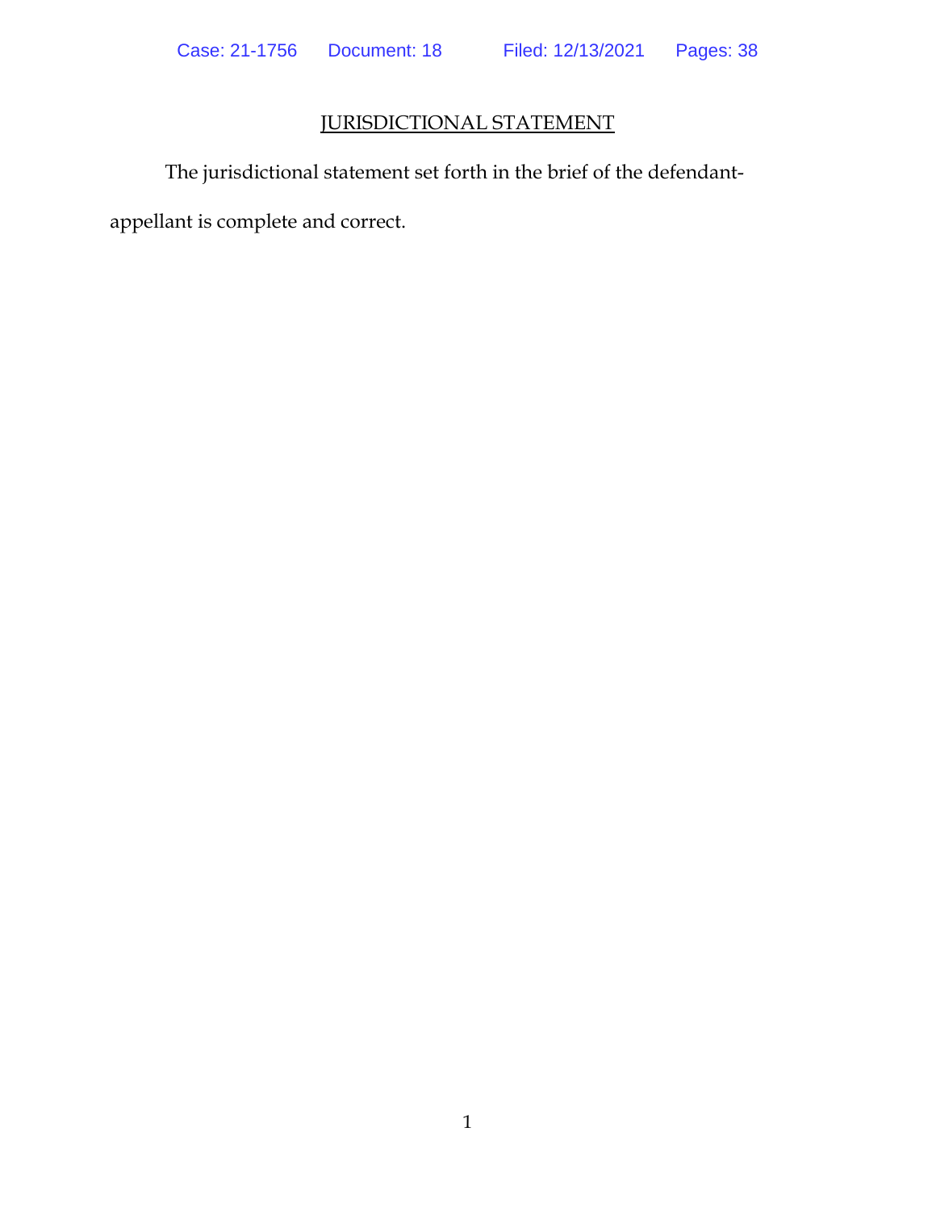## JURISDICTIONAL STATEMENT

The jurisdictional statement set forth in the brief of the defendant-appellant is complete and correct.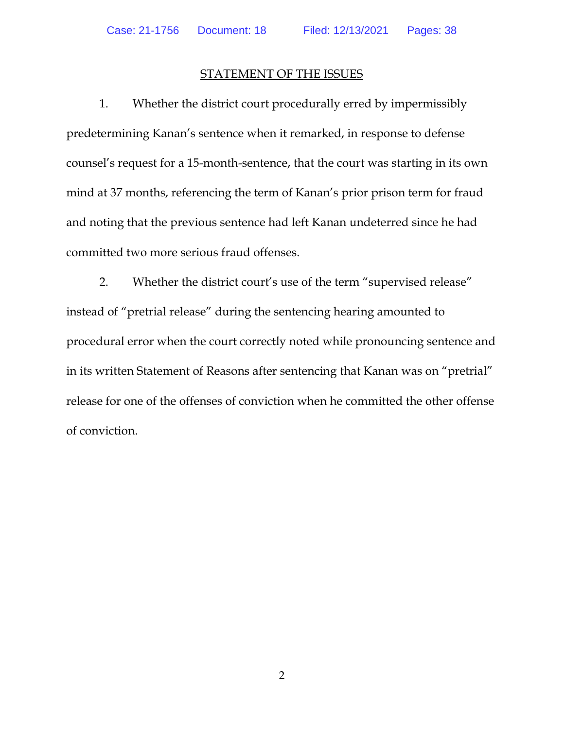## STATEMENT OF THE ISSUES

1. Whether the district court procedurally erred by impermissibly predetermining Kanan's sentence when it remarked, in response to defense counsel's request for a 15-month-sentence, that the court was starting in its own mind at 37 months, referencing the term of Kanan's prior prison term for fraud and noting that the previous sentence had left Kanan undeterred since he had committed two more serious fraud offenses.

2. Whether the district court's use of the term "supervised release" instead of "pretrial release" during the sentencing hearing amounted to procedural error when the court correctly noted while pronouncing sentence and in its written Statement of Reasons after sentencing that Kanan was on "pretrial" release for one of the offenses of conviction when he committed the other offense of conviction.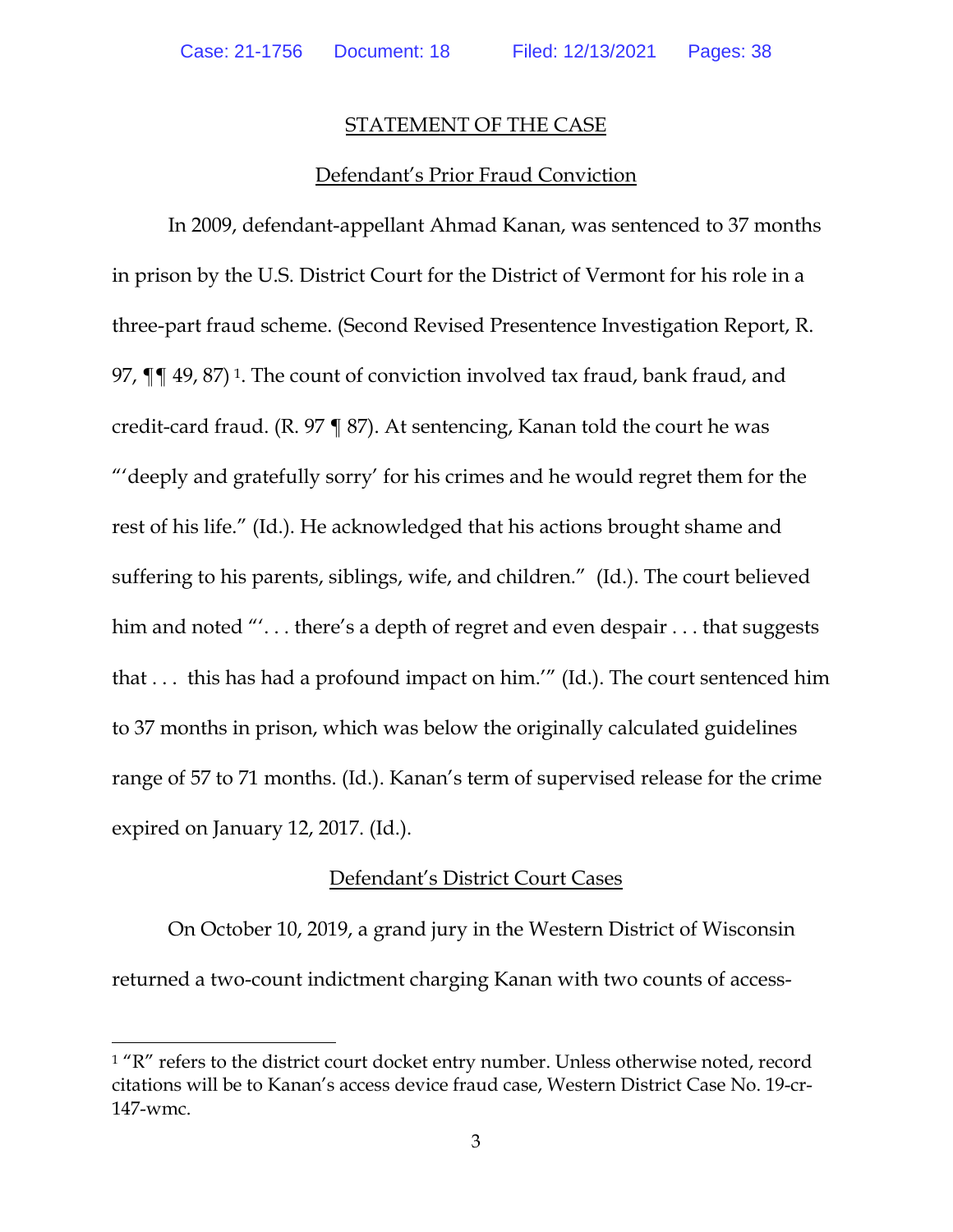## STATEMENT OF THE CASE

### Defendant's Prior Fraud Conviction

In 2009, defendant-appellant Ahmad Kanan, was sentenced to 37 months in prison by the U.S. District Court for the District of Vermont for his role in a three-part fraud scheme. (Second Revised Presentence Investigation Report, R. 97, ¶¶ 49, 87) [1]. The count of conviction involved tax fraud, bank fraud, and credit-card fraud. (R. 97 ¶ 87). At sentencing, Kanan told the court he was "'deeply and gratefully sorry' for his crimes and he would regret them for the rest of his life." (Id.). He acknowledged that his actions brought shame and suffering to his parents, siblings, wife, and children." (Id.). The court believed him and noted "'. . . there's a depth of regret and even despair . . . that suggests that . . . this has had a profound impact on him.'" (Id.). The court sentenced him to 37 months in prison, which was below the originally calculated guidelines range of 57 to 71 months. (Id.). Kanan's term of supervised release for the crime expired on January 12, 2017. (Id.).

### Defendant's District Court Cases

On October 10, 2019, a grand jury in the Western District of Wisconsin returned a two-count indictment charging Kanan with two counts of access-

---

[1] "R" refers to the district court docket entry number. Unless otherwise noted, record citations will be to Kanan's access device fraud case, Western District Case No. 19-cr-147-wmc.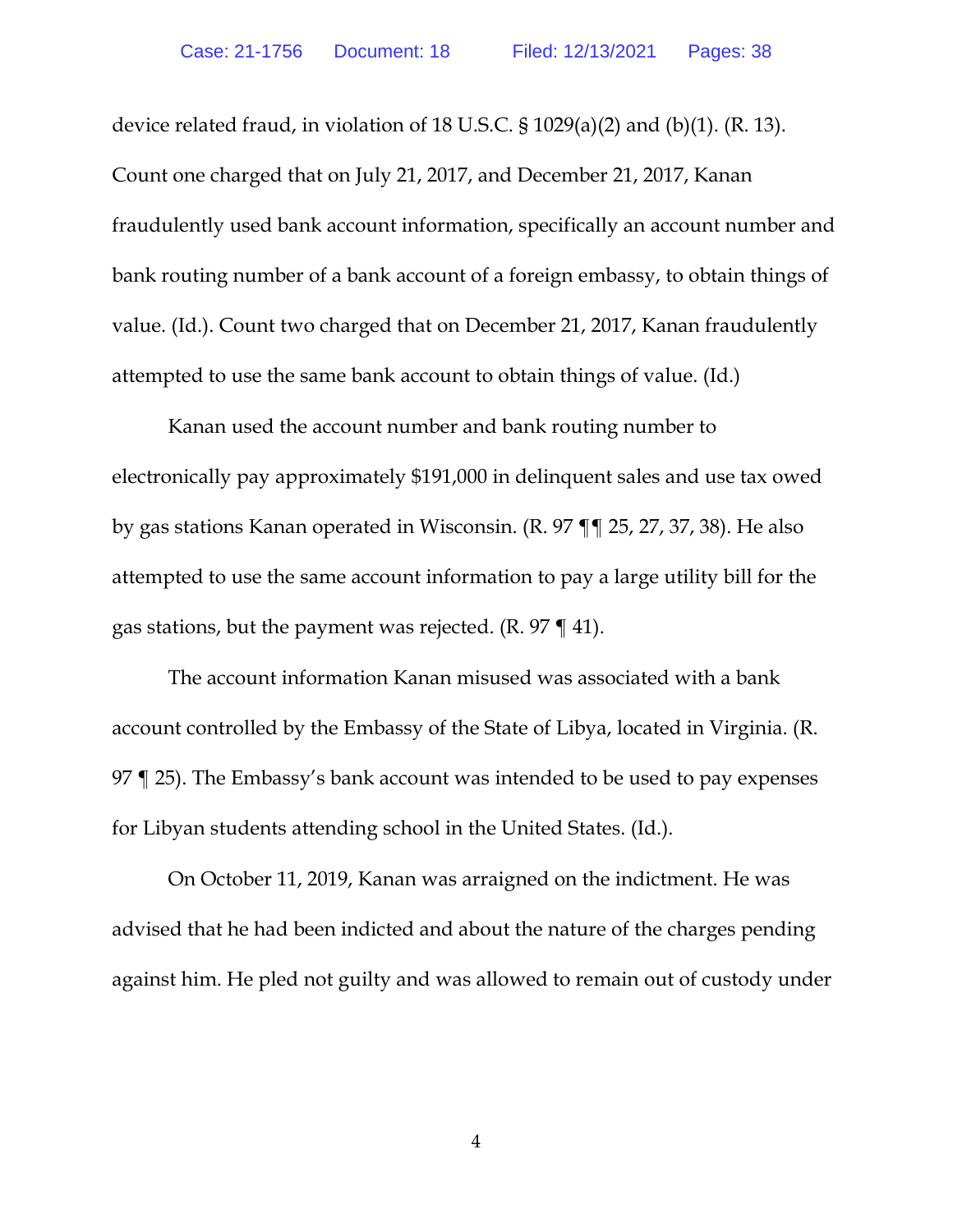device related fraud, in violation of 18 U.S.C. § 1029(a)(2) and (b)(1). (R. 13). Count one charged that on July 21, 2017, and December 21, 2017, Kanan fraudulently used bank account information, specifically an account number and bank routing number of a bank account of a foreign embassy, to obtain things of value. (Id.). Count two charged that on December 21, 2017, Kanan fraudulently attempted to use the same bank account to obtain things of value. (Id.)

Kanan used the account number and bank routing number to electronically pay approximately $191,000 in delinquent sales and use tax owed by gas stations Kanan operated in Wisconsin. (R. 97 ¶¶ 25, 27, 37, 38). He also attempted to use the same account information to pay a large utility bill for the gas stations, but the payment was rejected. (R. 97 ¶ 41).

The account information Kanan misused was associated with a bank account controlled by the Embassy of the State of Libya, located in Virginia. (R. 97 ¶ 25). The Embassy's bank account was intended to be used to pay expenses for Libyan students attending school in the United States. (Id.).

On October 11, 2019, Kanan was arraigned on the indictment. He was advised that he had been indicted and about the nature of the charges pending against him. He pled not guilty and was allowed to remain out of custody under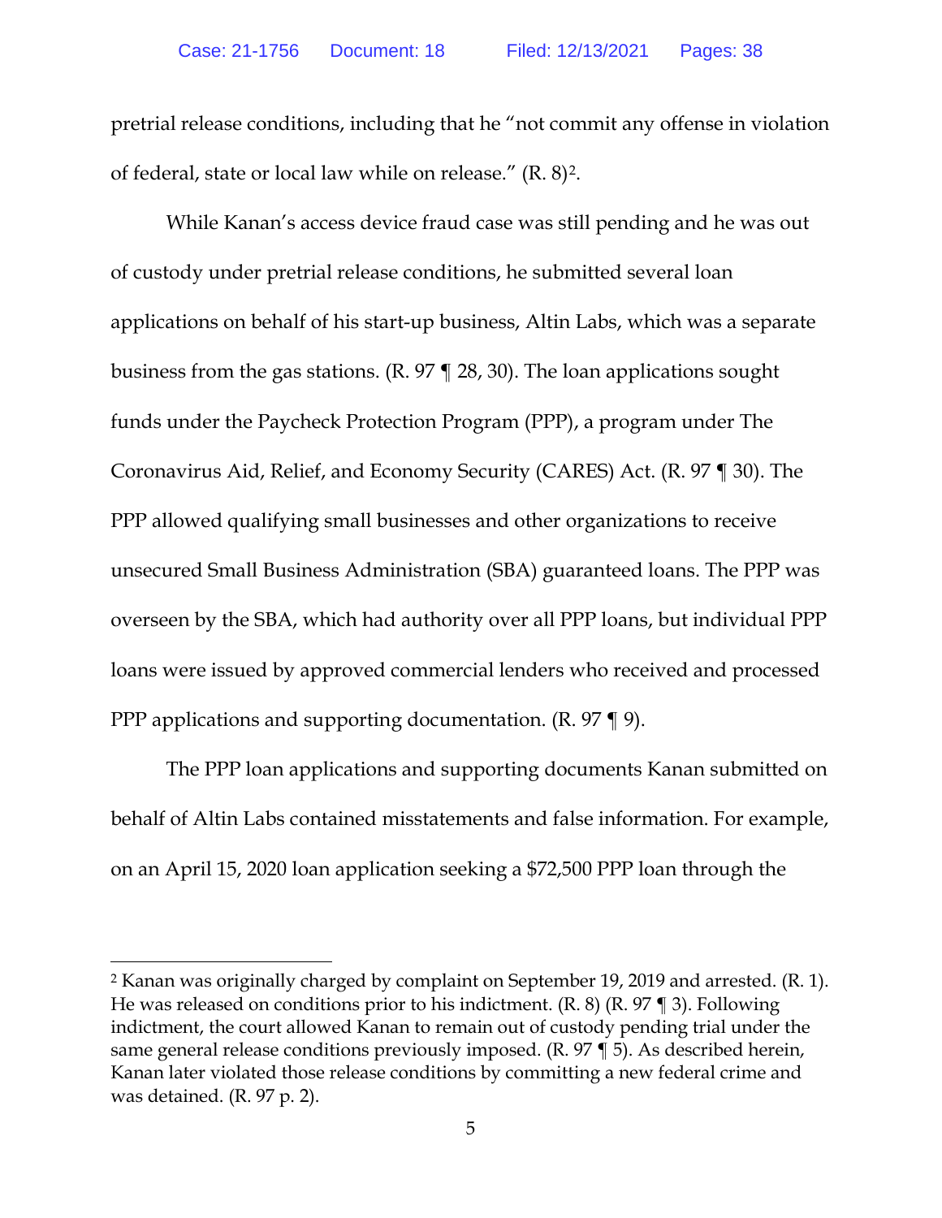pretrial release conditions, including that he "not commit any offense in violation of federal, state or local law while on release." (R. 8)[2].

While Kanan's access device fraud case was still pending and he was out of custody under pretrial release conditions, he submitted several loan applications on behalf of his start-up business, Altin Labs, which was a separate business from the gas stations. (R. 97 ¶ 28, 30). The loan applications sought funds under the Paycheck Protection Program (PPP), a program under The Coronavirus Aid, Relief, and Economy Security (CARES) Act. (R. 97 ¶ 30). The PPP allowed qualifying small businesses and other organizations to receive unsecured Small Business Administration (SBA) guaranteed loans. The PPP was overseen by the SBA, which had authority over all PPP loans, but individual PPP loans were issued by approved commercial lenders who received and processed PPP applications and supporting documentation. (R. 97 ¶ 9).

The PPP loan applications and supporting documents Kanan submitted on behalf of Altin Labs contained misstatements and false information. For example, on an April 15, 2020 loan application seeking a $72,500 PPP loan through the

---

[2] Kanan was originally charged by complaint on September 19, 2019 and arrested. (R. 1). He was released on conditions prior to his indictment. (R. 8) (R. 97 ¶ 3). Following indictment, the court allowed Kanan to remain out of custody pending trial under the same general release conditions previously imposed. (R. 97 ¶ 5). As described herein, Kanan later violated those release conditions by committing a new federal crime and was detained. (R. 97 p. 2).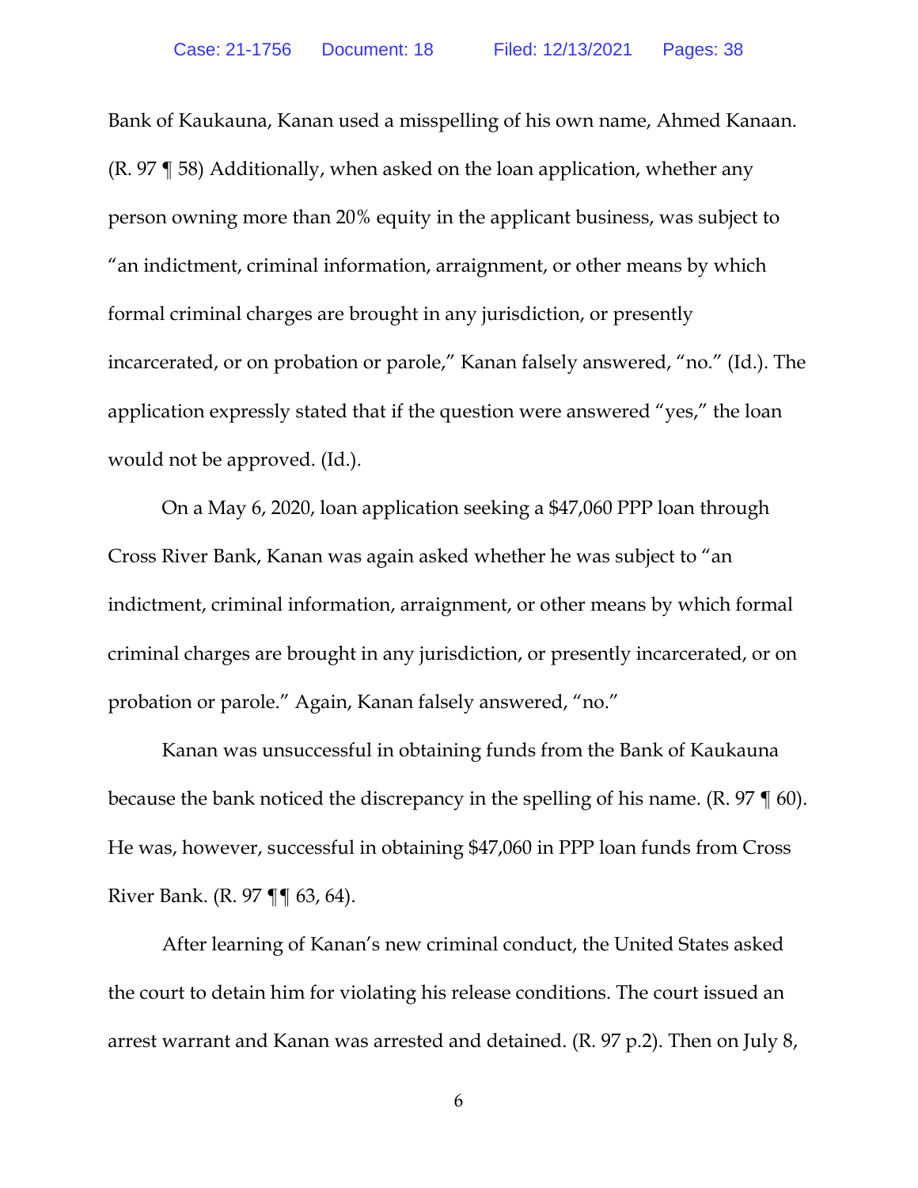Bank of Kaukauna, Kanan used a misspelling of his own name, Ahmed Kanaan. (R. 97 ¶ 58) Additionally, when asked on the loan application, whether any person owning more than 20% equity in the applicant business, was subject to "an indictment, criminal information, arraignment, or other means by which formal criminal charges are brought in any jurisdiction, or presently incarcerated, or on probation or parole," Kanan falsely answered, "no." (Id.). The application expressly stated that if the question were answered "yes," the loan would not be approved. (Id.).

On a May 6, 2020, loan application seeking a $47,060 PPP loan through Cross River Bank, Kanan was again asked whether he was subject to "an indictment, criminal information, arraignment, or other means by which formal criminal charges are brought in any jurisdiction, or presently incarcerated, or on probation or parole." Again, Kanan falsely answered, "no."

Kanan was unsuccessful in obtaining funds from the Bank of Kaukauna because the bank noticed the discrepancy in the spelling of his name. (R. 97 ¶ 60). He was, however, successful in obtaining $47,060 in PPP loan funds from Cross River Bank. (R. 97 ¶¶ 63, 64).

After learning of Kanan's new criminal conduct, the United States asked the court to detain him for violating his release conditions. The court issued an arrest warrant and Kanan was arrested and detained. (R. 97 p.2). Then on July 8,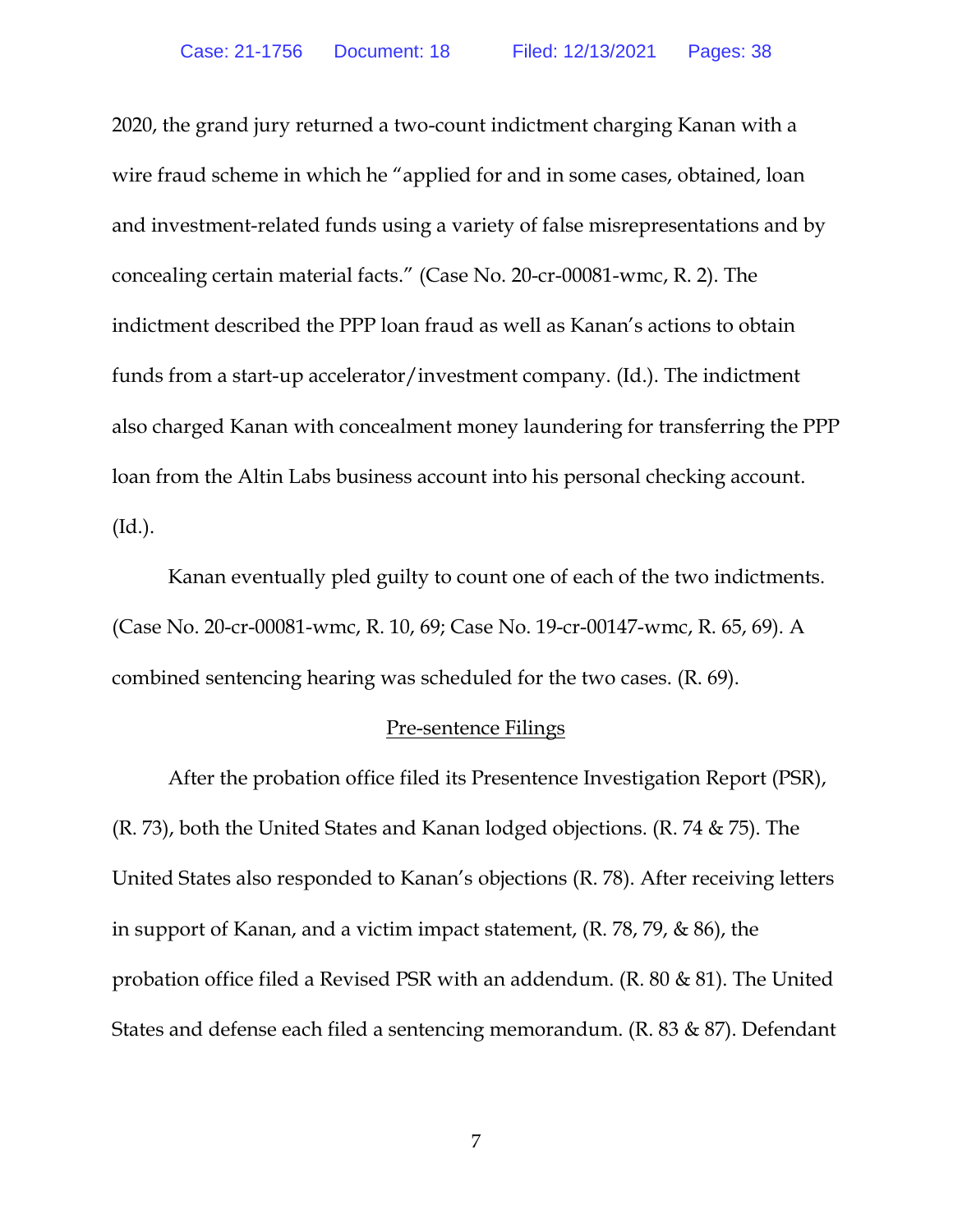2020, the grand jury returned a two-count indictment charging Kanan with a wire fraud scheme in which he "applied for and in some cases, obtained, loan and investment-related funds using a variety of false misrepresentations and by concealing certain material facts." (Case No. 20-cr-00081-wmc, R. 2). The indictment described the PPP loan fraud as well as Kanan's actions to obtain funds from a start-up accelerator/investment company. (Id.). The indictment also charged Kanan with concealment money laundering for transferring the PPP loan from the Altin Labs business account into his personal checking account. (Id.).

Kanan eventually pled guilty to count one of each of the two indictments. (Case No. 20-cr-00081-wmc, R. 10, 69; Case No. 19-cr-00147-wmc, R. 65, 69). A combined sentencing hearing was scheduled for the two cases. (R. 69).

<u>Pre-sentence Filings</u>

After the probation office filed its Presentence Investigation Report (PSR), (R. 73), both the United States and Kanan lodged objections. (R. 74 & 75). The United States also responded to Kanan's objections (R. 78). After receiving letters in support of Kanan, and a victim impact statement, (R. 78, 79, & 86), the probation office filed a Revised PSR with an addendum. (R. 80 & 81). The United States and defense each filed a sentencing memorandum. (R. 83 & 87). Defendant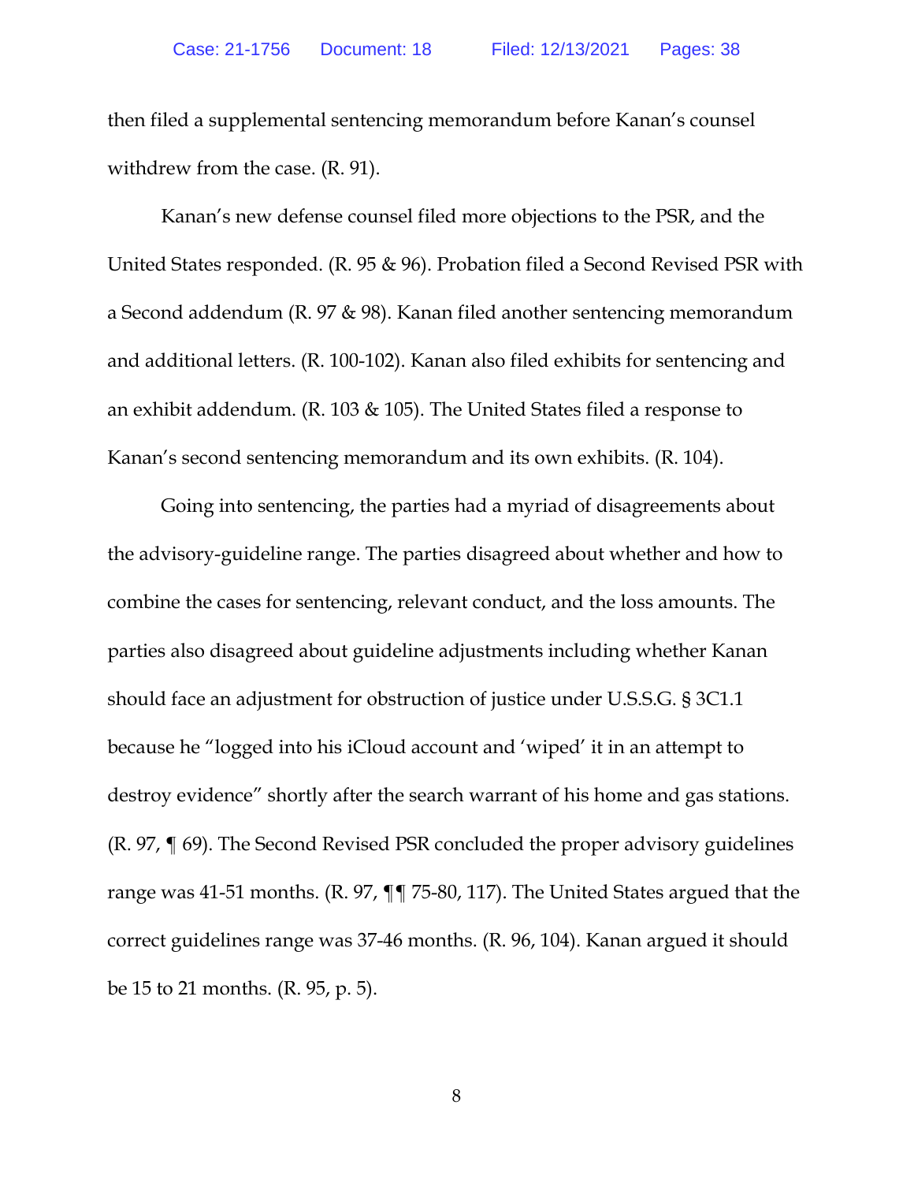then filed a supplemental sentencing memorandum before Kanan's counsel withdrew from the case. (R. 91).

Kanan's new defense counsel filed more objections to the PSR, and the United States responded. (R. 95 & 96). Probation filed a Second Revised PSR with a Second addendum (R. 97 & 98). Kanan filed another sentencing memorandum and additional letters. (R. 100-102). Kanan also filed exhibits for sentencing and an exhibit addendum. (R. 103 & 105). The United States filed a response to Kanan's second sentencing memorandum and its own exhibits. (R. 104).

Going into sentencing, the parties had a myriad of disagreements about the advisory-guideline range. The parties disagreed about whether and how to combine the cases for sentencing, relevant conduct, and the loss amounts. The parties also disagreed about guideline adjustments including whether Kanan should face an adjustment for obstruction of justice under U.S.S.G. § 3C1.1 because he "logged into his iCloud account and 'wiped' it in an attempt to destroy evidence" shortly after the search warrant of his home and gas stations. (R. 97, ¶ 69). The Second Revised PSR concluded the proper advisory guidelines range was 41-51 months. (R. 97, ¶¶ 75-80, 117). The United States argued that the correct guidelines range was 37-46 months. (R. 96, 104). Kanan argued it should be 15 to 21 months. (R. 95, p. 5).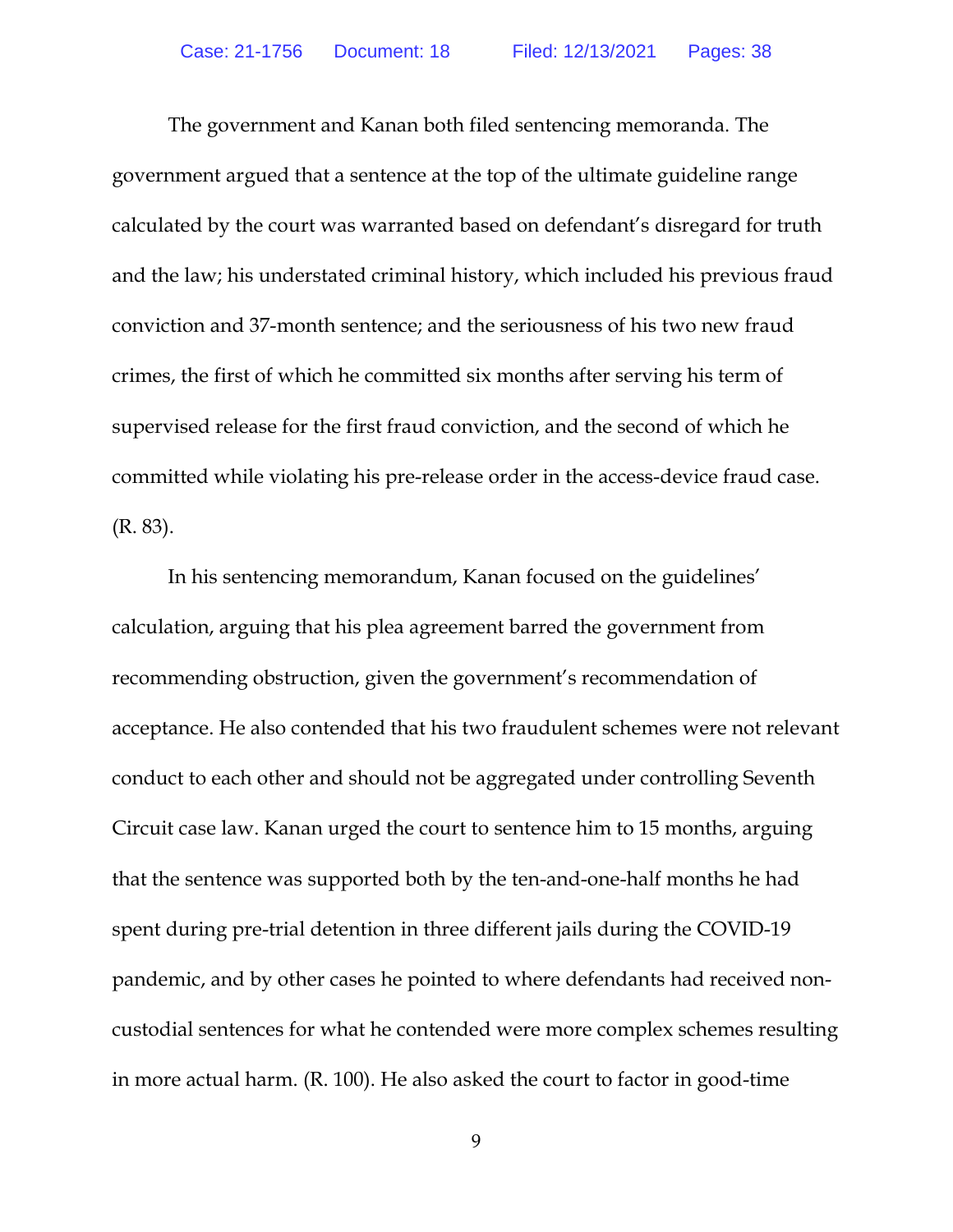The government and Kanan both filed sentencing memoranda. The government argued that a sentence at the top of the ultimate guideline range calculated by the court was warranted based on defendant's disregard for truth and the law; his understated criminal history, which included his previous fraud conviction and 37-month sentence; and the seriousness of his two new fraud crimes, the first of which he committed six months after serving his term of supervised release for the first fraud conviction, and the second of which he committed while violating his pre-release order in the access-device fraud case. (R. 83).

In his sentencing memorandum, Kanan focused on the guidelines' calculation, arguing that his plea agreement barred the government from recommending obstruction, given the government's recommendation of acceptance. He also contended that his two fraudulent schemes were not relevant conduct to each other and should not be aggregated under controlling Seventh Circuit case law. Kanan urged the court to sentence him to 15 months, arguing that the sentence was supported both by the ten-and-one-half months he had spent during pre-trial detention in three different jails during the COVID-19 pandemic, and by other cases he pointed to where defendants had received non-custodial sentences for what he contended were more complex schemes resulting in more actual harm. (R. 100). He also asked the court to factor in good-time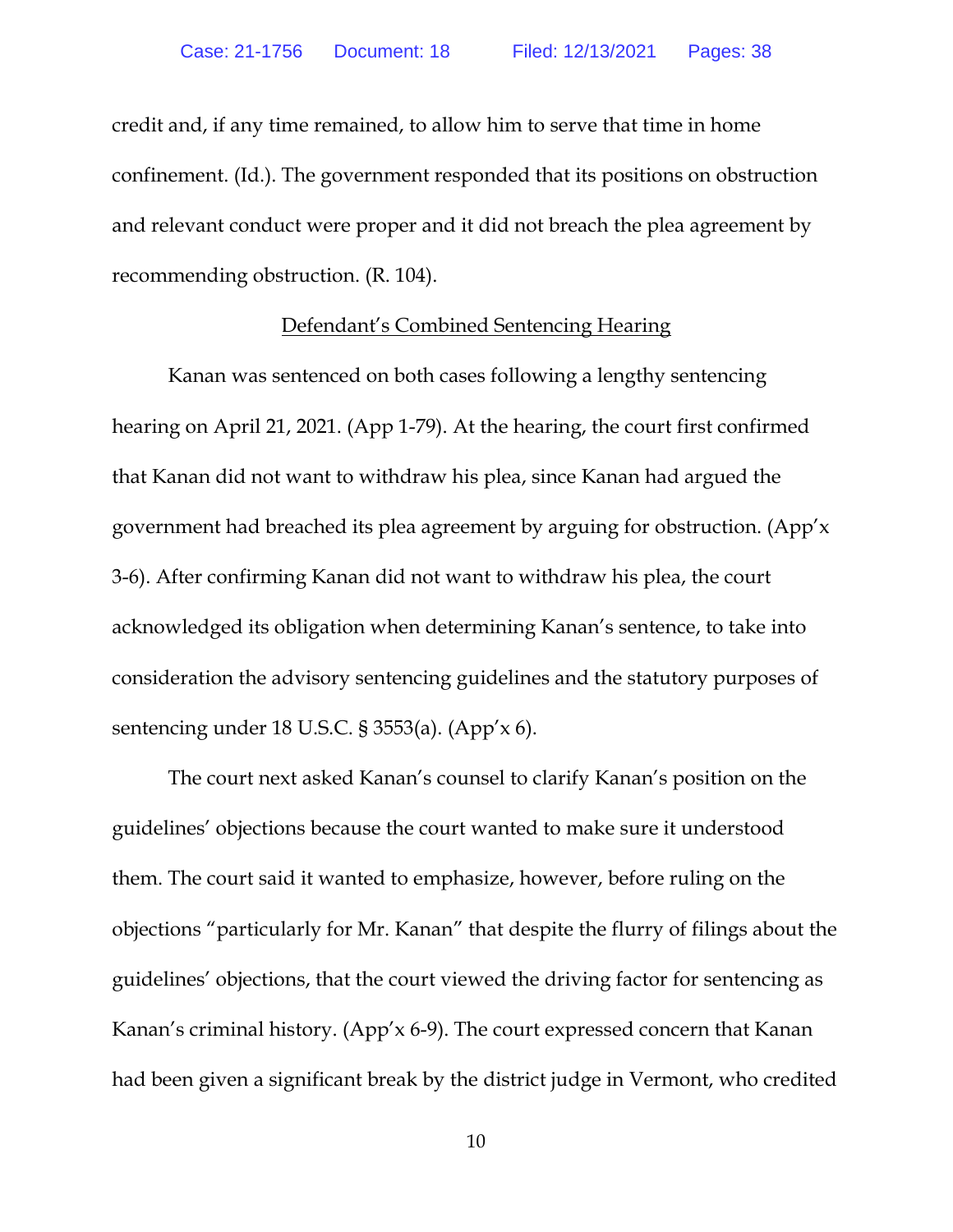credit and, if any time remained, to allow him to serve that time in home confinement. (Id.). The government responded that its positions on obstruction and relevant conduct were proper and it did not breach the plea agreement by recommending obstruction. (R. 104).

Defendant's Combined Sentencing Hearing

Kanan was sentenced on both cases following a lengthy sentencing hearing on April 21, 2021. (App 1-79). At the hearing, the court first confirmed that Kanan did not want to withdraw his plea, since Kanan had argued the government had breached its plea agreement by arguing for obstruction. (App'x 3-6). After confirming Kanan did not want to withdraw his plea, the court acknowledged its obligation when determining Kanan's sentence, to take into consideration the advisory sentencing guidelines and the statutory purposes of sentencing under 18 U.S.C. § 3553(a). (App'x 6).

The court next asked Kanan's counsel to clarify Kanan's position on the guidelines' objections because the court wanted to make sure it understood them. The court said it wanted to emphasize, however, before ruling on the objections "particularly for Mr. Kanan" that despite the flurry of filings about the guidelines' objections, that the court viewed the driving factor for sentencing as Kanan's criminal history. (App'x 6-9). The court expressed concern that Kanan had been given a significant break by the district judge in Vermont, who credited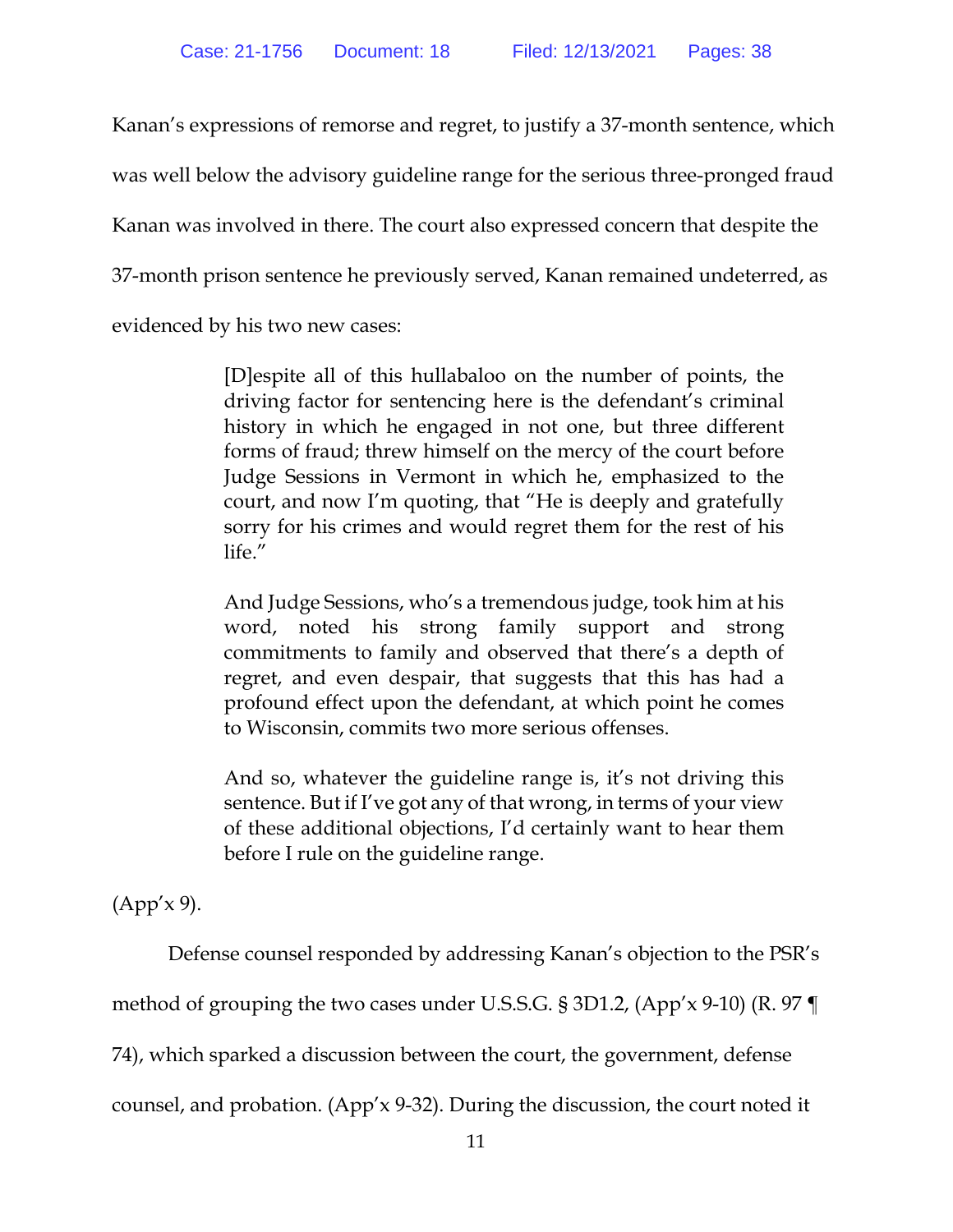Kanan's expressions of remorse and regret, to justify a 37-month sentence, which was well below the advisory guideline range for the serious three-pronged fraud Kanan was involved in there. The court also expressed concern that despite the 37-month prison sentence he previously served, Kanan remained undeterred, as evidenced by his two new cases:

> [D]espite all of this hullabaloo on the number of points, the driving factor for sentencing here is the defendant's criminal history in which he engaged in not one, but three different forms of fraud; threw himself on the mercy of the court before Judge Sessions in Vermont in which he, emphasized to the court, and now I'm quoting, that "He is deeply and gratefully sorry for his crimes and would regret them for the rest of his life."
>
> And Judge Sessions, who's a tremendous judge, took him at his word, noted his strong family support and strong commitments to family and observed that there's a depth of regret, and even despair, that suggests that this has had a profound effect upon the defendant, at which point he comes to Wisconsin, commits two more serious offenses.
>
> And so, whatever the guideline range is, it's not driving this sentence. But if I've got any of that wrong, in terms of your view of these additional objections, I'd certainly want to hear them before I rule on the guideline range.

(App'x 9).

Defense counsel responded by addressing Kanan's objection to the PSR's method of grouping the two cases under U.S.S.G. § 3D1.2, (App'x 9-10) (R. 97 ¶ 74), which sparked a discussion between the court, the government, defense counsel, and probation. (App'x 9-32). During the discussion, the court noted it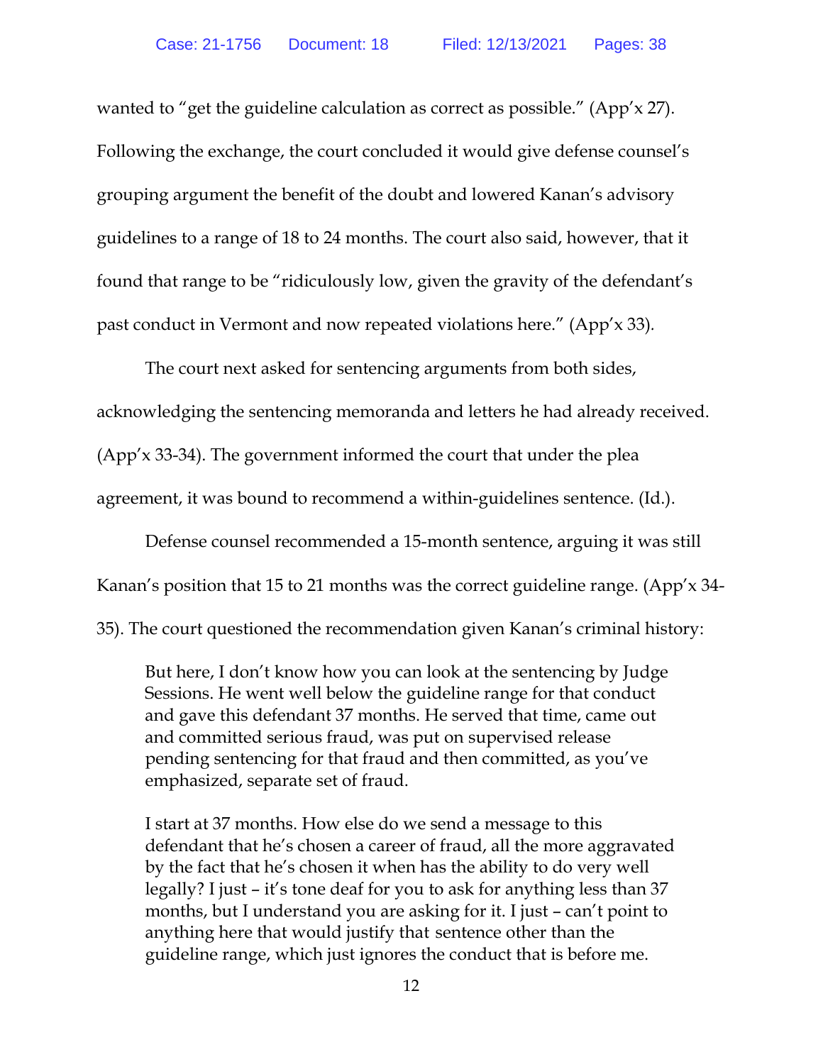wanted to "get the guideline calculation as correct as possible." (App'x 27). Following the exchange, the court concluded it would give defense counsel's grouping argument the benefit of the doubt and lowered Kanan's advisory guidelines to a range of 18 to 24 months. The court also said, however, that it found that range to be "ridiculously low, given the gravity of the defendant's past conduct in Vermont and now repeated violations here." (App'x 33).

The court next asked for sentencing arguments from both sides, acknowledging the sentencing memoranda and letters he had already received. (App'x 33-34). The government informed the court that under the plea agreement, it was bound to recommend a within-guidelines sentence. (Id.).

Defense counsel recommended a 15-month sentence, arguing it was still Kanan's position that 15 to 21 months was the correct guideline range. (App'x 34-35). The court questioned the recommendation given Kanan's criminal history:

> But here, I don't know how you can look at the sentencing by Judge Sessions. He went well below the guideline range for that conduct and gave this defendant 37 months. He served that time, came out and committed serious fraud, was put on supervised release pending sentencing for that fraud and then committed, as you've emphasized, separate set of fraud.
>
> I start at 37 months. How else do we send a message to this defendant that he's chosen a career of fraud, all the more aggravated by the fact that he's chosen it when has the ability to do very well legally? I just – it's tone deaf for you to ask for anything less than 37 months, but I understand you are asking for it. I just – can't point to anything here that would justify that sentence other than the guideline range, which just ignores the conduct that is before me.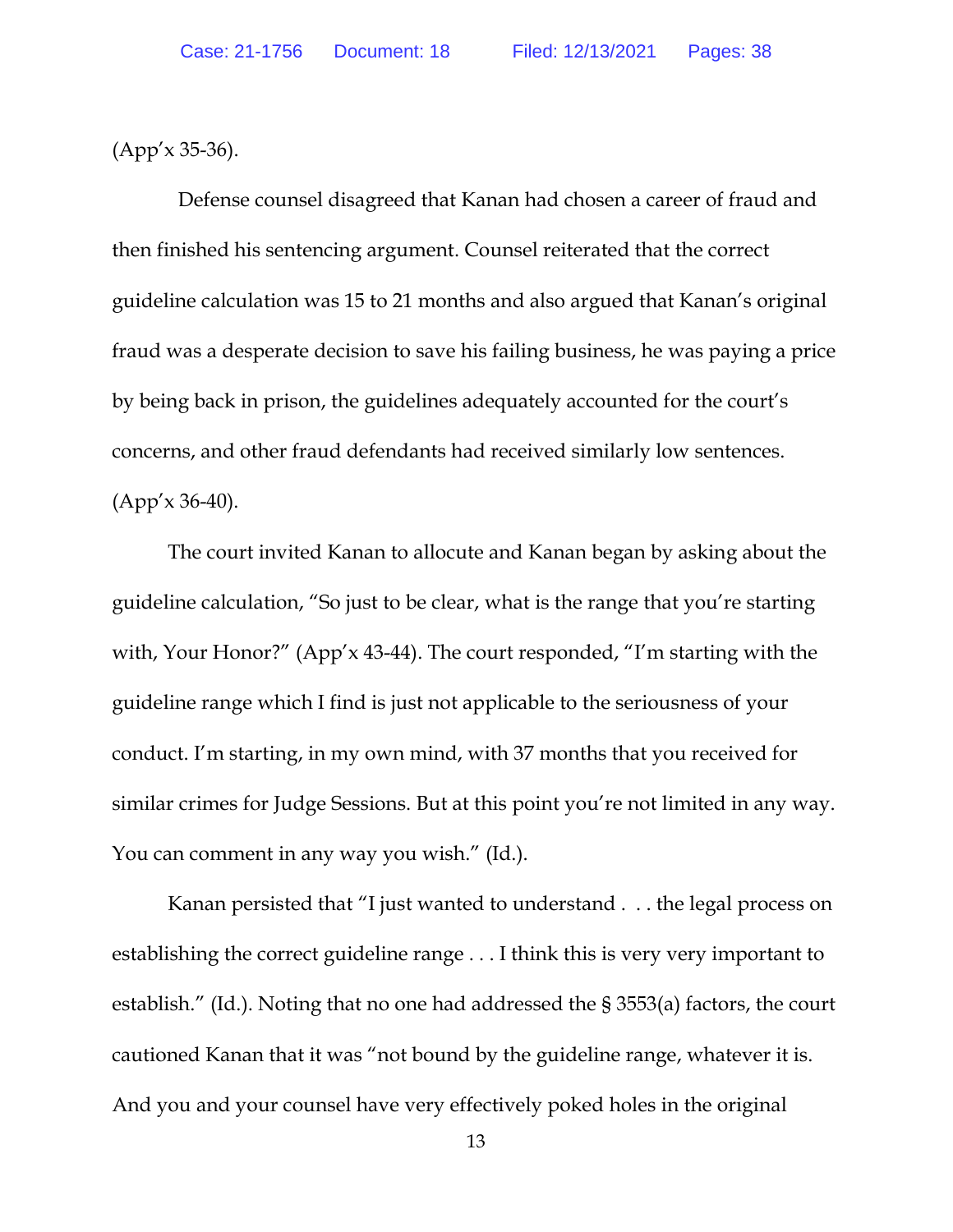(App'x 35-36).

Defense counsel disagreed that Kanan had chosen a career of fraud and then finished his sentencing argument. Counsel reiterated that the correct guideline calculation was 15 to 21 months and also argued that Kanan's original fraud was a desperate decision to save his failing business, he was paying a price by being back in prison, the guidelines adequately accounted for the court's concerns, and other fraud defendants had received similarly low sentences. (App'x 36-40).

The court invited Kanan to allocute and Kanan began by asking about the guideline calculation, "So just to be clear, what is the range that you're starting with, Your Honor?" (App'x 43-44). The court responded, "I'm starting with the guideline range which I find is just not applicable to the seriousness of your conduct. I'm starting, in my own mind, with 37 months that you received for similar crimes for Judge Sessions. But at this point you're not limited in any way. You can comment in any way you wish." (Id.).

Kanan persisted that "I just wanted to understand . . . the legal process on establishing the correct guideline range . . . I think this is very very important to establish." (Id.). Noting that no one had addressed the § 3553(a) factors, the court cautioned Kanan that it was "not bound by the guideline range, whatever it is. And you and your counsel have very effectively poked holes in the original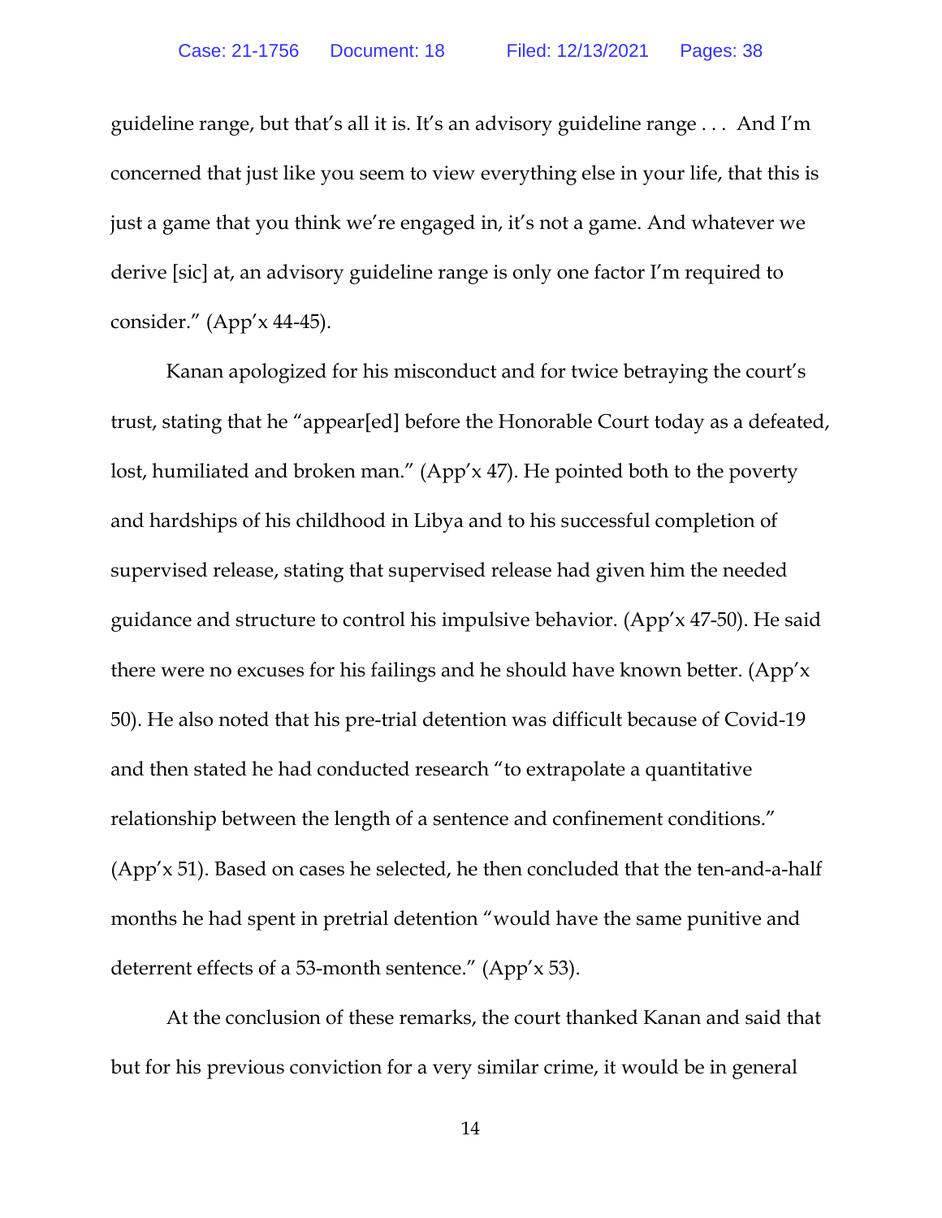guideline range, but that's all it is. It's an advisory guideline range . . . And I'm concerned that just like you seem to view everything else in your life, that this is just a game that you think we're engaged in, it's not a game. And whatever we derive [sic] at, an advisory guideline range is only one factor I'm required to consider." (App'x 44-45).

Kanan apologized for his misconduct and for twice betraying the court's trust, stating that he "appear[ed] before the Honorable Court today as a defeated, lost, humiliated and broken man." (App'x 47). He pointed both to the poverty and hardships of his childhood in Libya and to his successful completion of supervised release, stating that supervised release had given him the needed guidance and structure to control his impulsive behavior. (App'x 47-50). He said there were no excuses for his failings and he should have known better. (App'x 50). He also noted that his pre-trial detention was difficult because of Covid-19 and then stated he had conducted research "to extrapolate a quantitative relationship between the length of a sentence and confinement conditions." (App'x 51). Based on cases he selected, he then concluded that the ten-and-a-half months he had spent in pretrial detention "would have the same punitive and deterrent effects of a 53-month sentence." (App'x 53).

At the conclusion of these remarks, the court thanked Kanan and said that but for his previous conviction for a very similar crime, it would be in general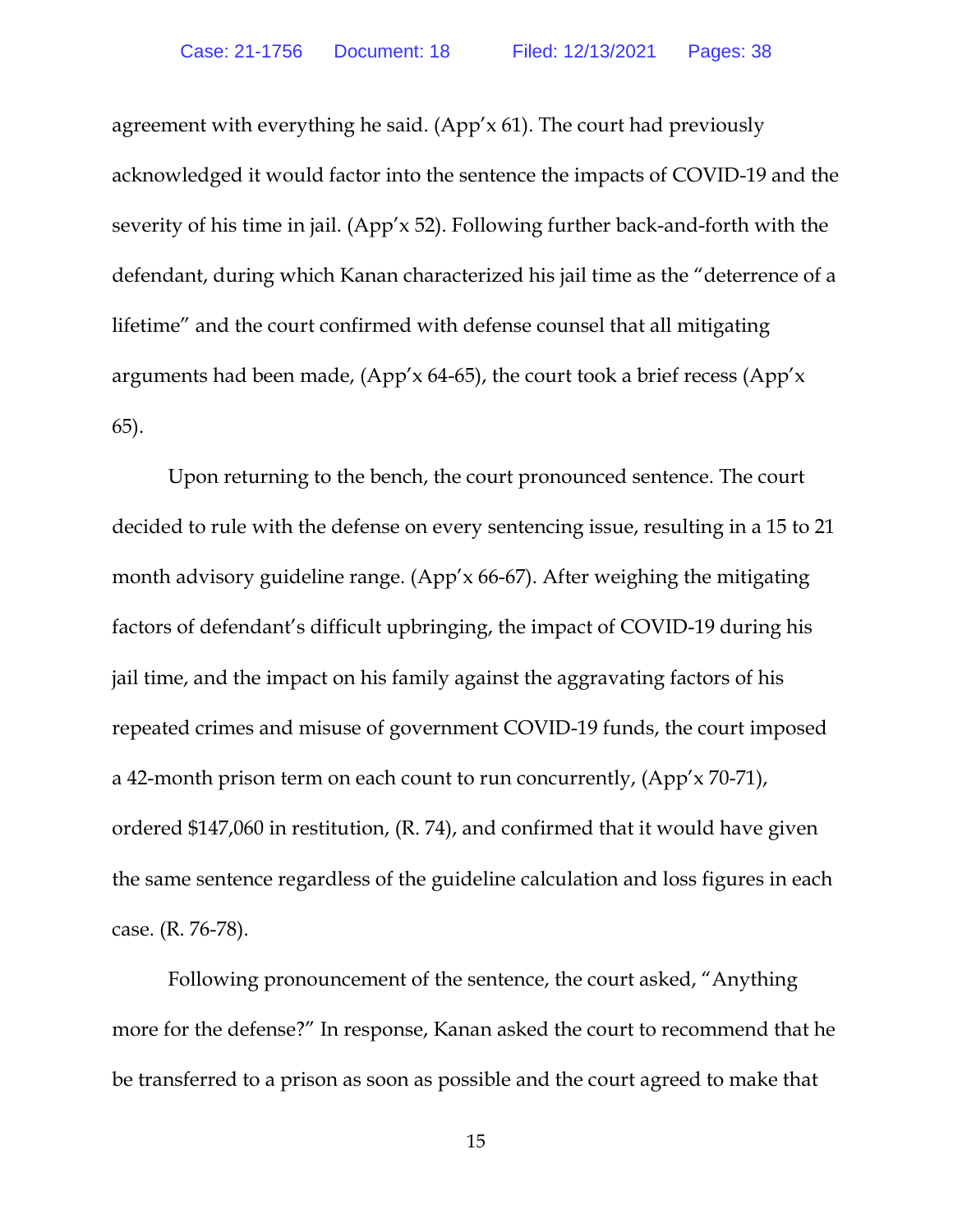agreement with everything he said. (App'x 61). The court had previously acknowledged it would factor into the sentence the impacts of COVID-19 and the severity of his time in jail. (App'x 52). Following further back-and-forth with the defendant, during which Kanan characterized his jail time as the "deterrence of a lifetime" and the court confirmed with defense counsel that all mitigating arguments had been made, (App'x 64-65), the court took a brief recess (App'x 65).

Upon returning to the bench, the court pronounced sentence. The court decided to rule with the defense on every sentencing issue, resulting in a 15 to 21 month advisory guideline range. (App'x 66-67). After weighing the mitigating factors of defendant's difficult upbringing, the impact of COVID-19 during his jail time, and the impact on his family against the aggravating factors of his repeated crimes and misuse of government COVID-19 funds, the court imposed a 42-month prison term on each count to run concurrently, (App'x 70-71), ordered $147,060 in restitution, (R. 74), and confirmed that it would have given the same sentence regardless of the guideline calculation and loss figures in each case. (R. 76-78).

Following pronouncement of the sentence, the court asked, "Anything more for the defense?" In response, Kanan asked the court to recommend that he be transferred to a prison as soon as possible and the court agreed to make that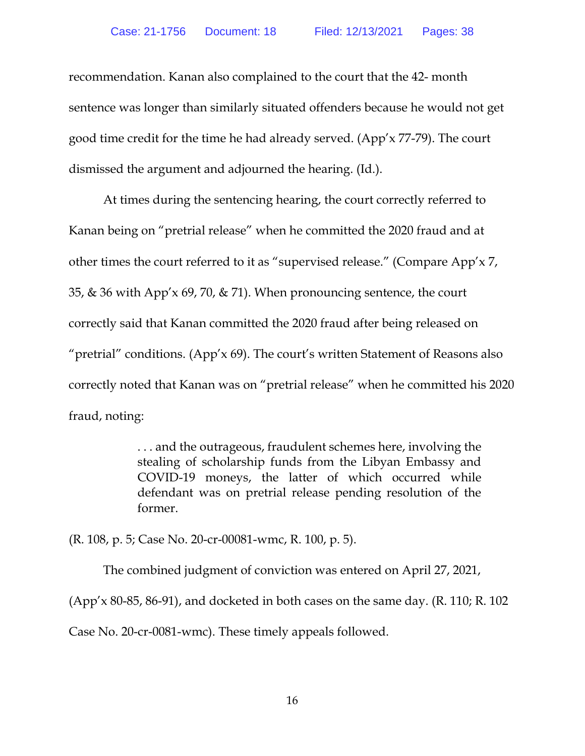recommendation. Kanan also complained to the court that the 42- month sentence was longer than similarly situated offenders because he would not get good time credit for the time he had already served. (App'x 77-79). The court dismissed the argument and adjourned the hearing. (Id.).

At times during the sentencing hearing, the court correctly referred to Kanan being on "pretrial release" when he committed the 2020 fraud and at other times the court referred to it as "supervised release." (Compare App'x 7, 35, & 36 with App'x 69, 70, & 71). When pronouncing sentence, the court correctly said that Kanan committed the 2020 fraud after being released on "pretrial" conditions. (App'x 69). The court's written Statement of Reasons also correctly noted that Kanan was on "pretrial release" when he committed his 2020 fraud, noting:

> . . . and the outrageous, fraudulent schemes here, involving the stealing of scholarship funds from the Libyan Embassy and COVID-19 moneys, the latter of which occurred while defendant was on pretrial release pending resolution of the former.

(R. 108, p. 5; Case No. 20-cr-00081-wmc, R. 100, p. 5).

The combined judgment of conviction was entered on April 27, 2021, (App'x 80-85, 86-91), and docketed in both cases on the same day. (R. 110; R. 102 Case No. 20-cr-0081-wmc). These timely appeals followed.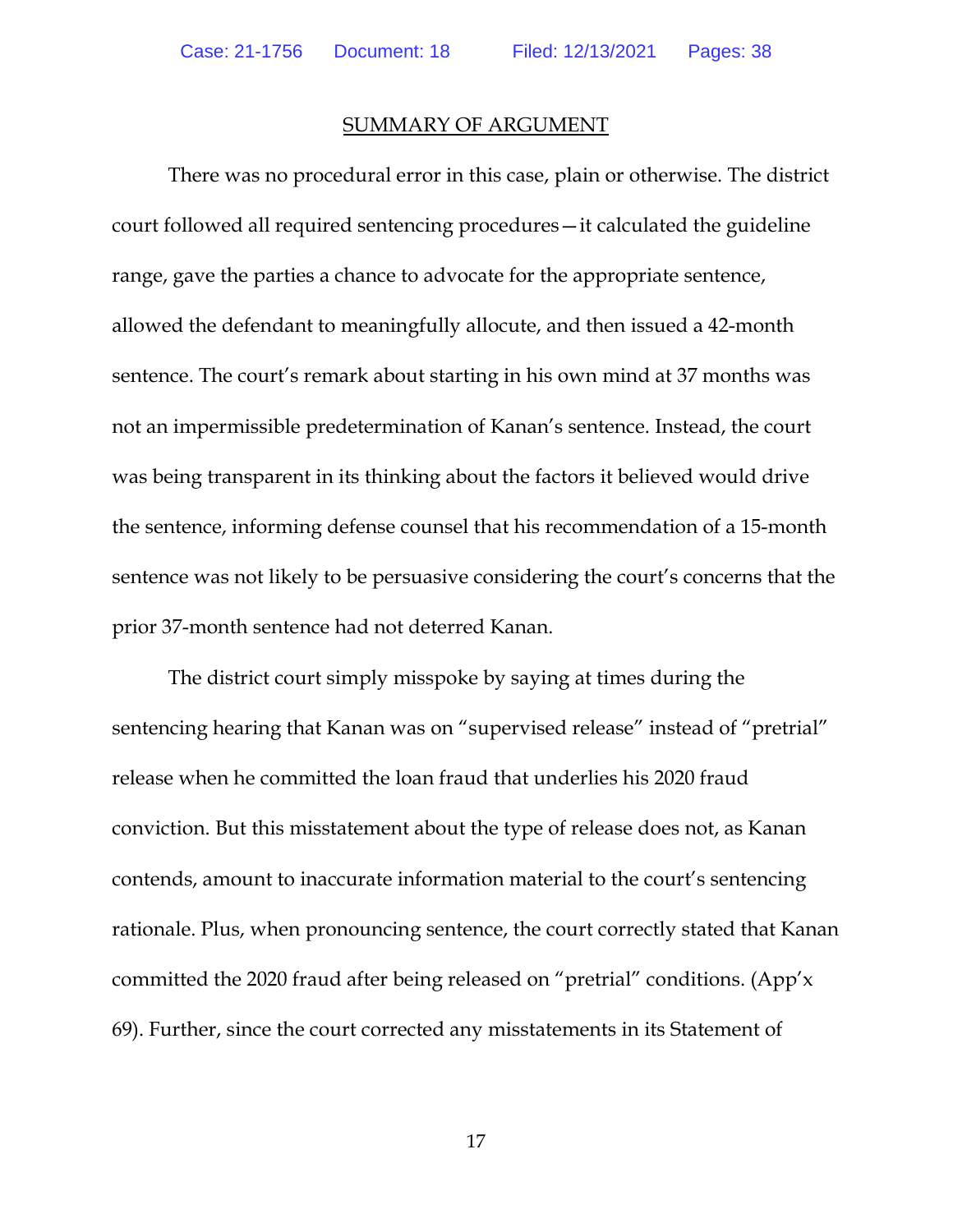## SUMMARY OF ARGUMENT

There was no procedural error in this case, plain or otherwise. The district court followed all required sentencing procedures—it calculated the guideline range, gave the parties a chance to advocate for the appropriate sentence, allowed the defendant to meaningfully allocute, and then issued a 42-month sentence. The court's remark about starting in his own mind at 37 months was not an impermissible predetermination of Kanan's sentence. Instead, the court was being transparent in its thinking about the factors it believed would drive the sentence, informing defense counsel that his recommendation of a 15-month sentence was not likely to be persuasive considering the court's concerns that the prior 37-month sentence had not deterred Kanan.

The district court simply misspoke by saying at times during the sentencing hearing that Kanan was on "supervised release" instead of "pretrial" release when he committed the loan fraud that underlies his 2020 fraud conviction. But this misstatement about the type of release does not, as Kanan contends, amount to inaccurate information material to the court's sentencing rationale. Plus, when pronouncing sentence, the court correctly stated that Kanan committed the 2020 fraud after being released on "pretrial" conditions. (App'x 69). Further, since the court corrected any misstatements in its Statement of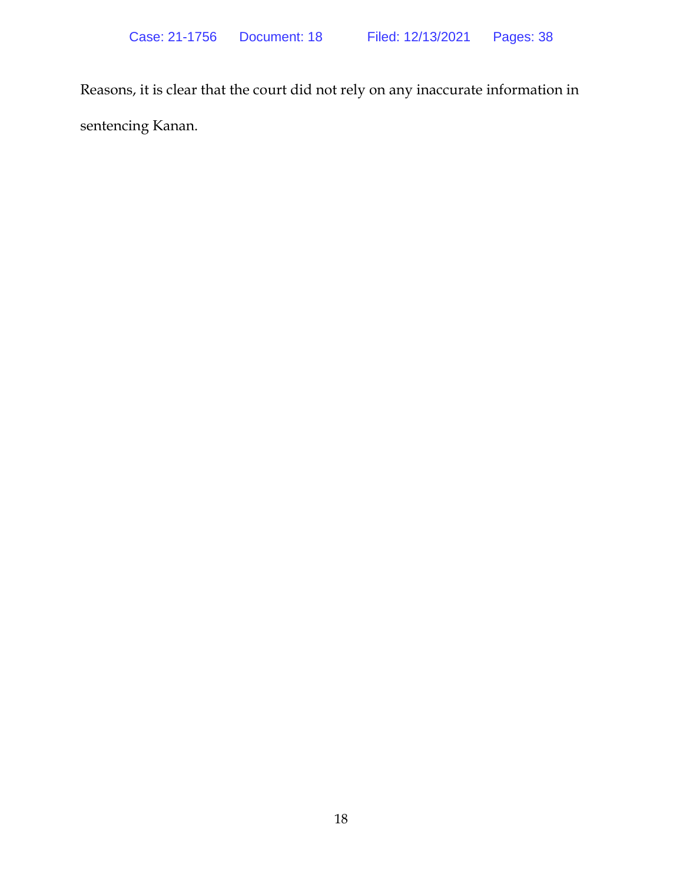Reasons, it is clear that the court did not rely on any inaccurate information in sentencing Kanan.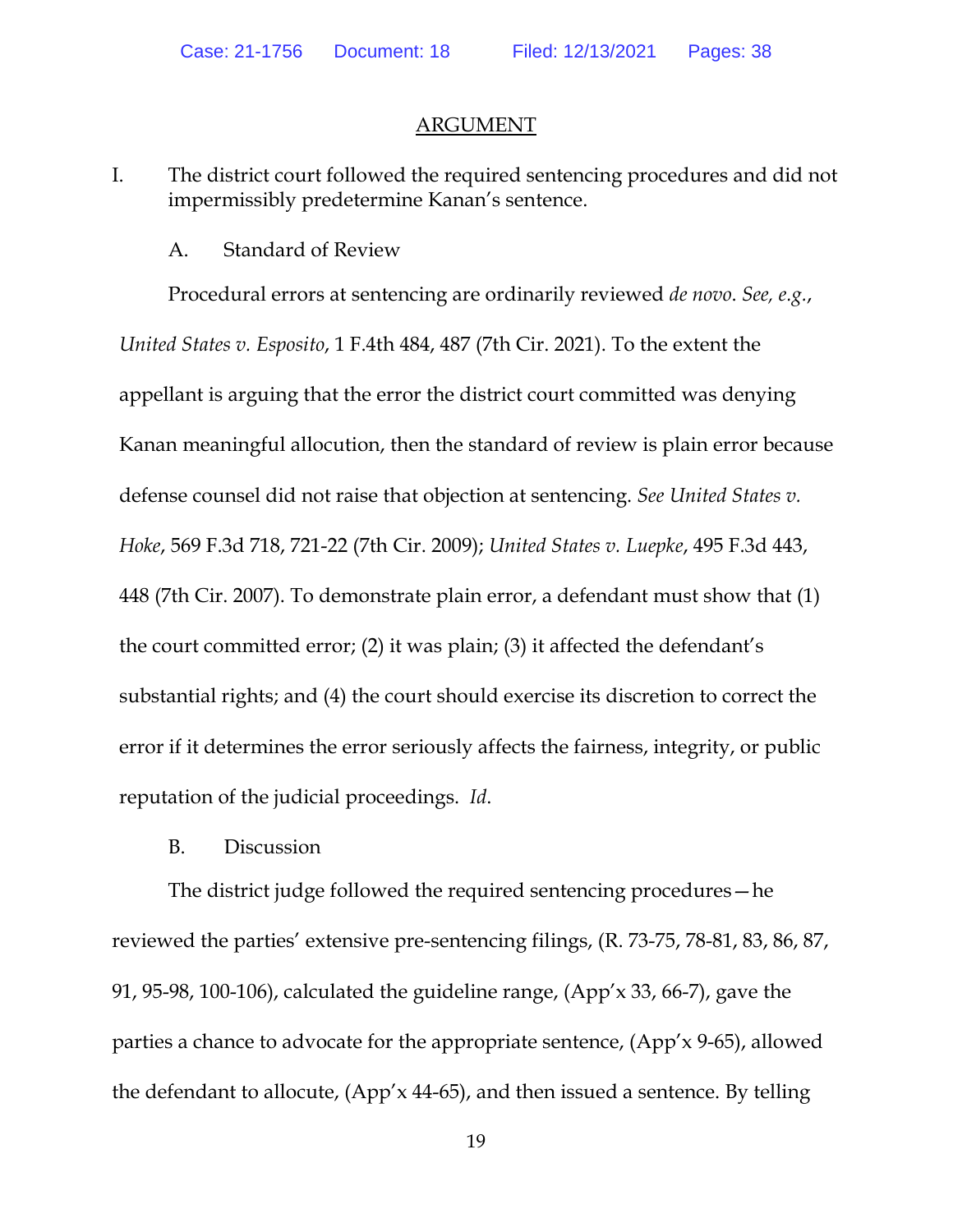## ARGUMENT

I. The district court followed the required sentencing procedures and did not impermissibly predetermine Kanan's sentence.

A. Standard of Review

Procedural errors at sentencing are ordinarily reviewed *de novo*. *See, e.g.*, *United States v. Esposito*, 1 F.4th 484, 487 (7th Cir. 2021). To the extent the appellant is arguing that the error the district court committed was denying Kanan meaningful allocution, then the standard of review is plain error because defense counsel did not raise that objection at sentencing. *See United States v. Hoke*, 569 F.3d 718, 721-22 (7th Cir. 2009); *United States v. Luepke*, 495 F.3d 443, 448 (7th Cir. 2007). To demonstrate plain error, a defendant must show that (1) the court committed error; (2) it was plain; (3) it affected the defendant's substantial rights; and (4) the court should exercise its discretion to correct the error if it determines the error seriously affects the fairness, integrity, or public reputation of the judicial proceedings. *Id.*

B. Discussion

The district judge followed the required sentencing procedures—he reviewed the parties' extensive pre-sentencing filings, (R. 73-75, 78-81, 83, 86, 87, 91, 95-98, 100-106), calculated the guideline range, (App'x 33, 66-7), gave the parties a chance to advocate for the appropriate sentence, (App'x 9-65), allowed the defendant to allocute, (App'x 44-65), and then issued a sentence. By telling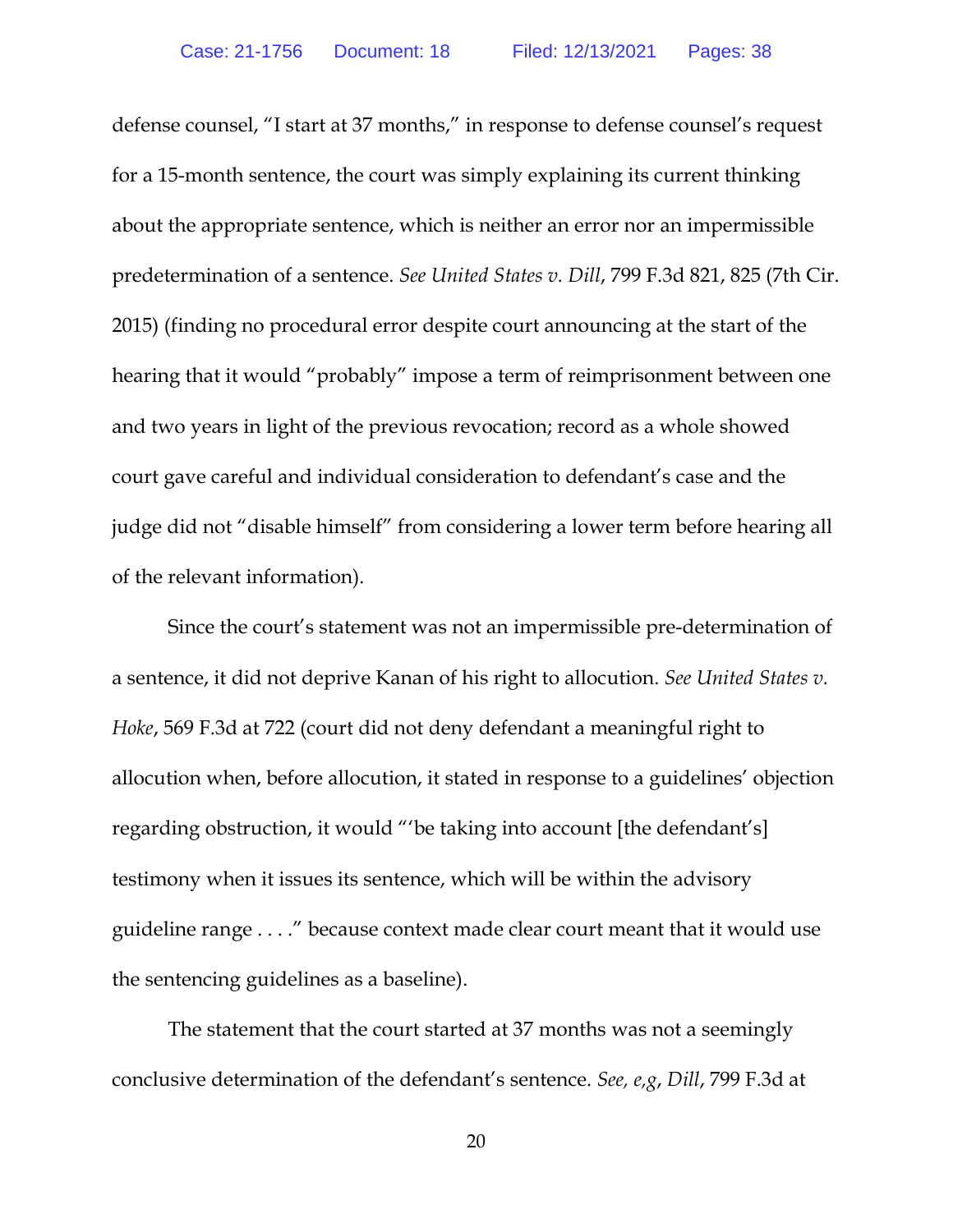defense counsel, "I start at 37 months," in response to defense counsel's request for a 15-month sentence, the court was simply explaining its current thinking about the appropriate sentence, which is neither an error nor an impermissible predetermination of a sentence. *See United States v. Dill*, 799 F.3d 821, 825 (7th Cir. 2015) (finding no procedural error despite court announcing at the start of the hearing that it would "probably" impose a term of reimprisonment between one and two years in light of the previous revocation; record as a whole showed court gave careful and individual consideration to defendant's case and the judge did not "disable himself" from considering a lower term before hearing all of the relevant information).

Since the court's statement was not an impermissible pre-determination of a sentence, it did not deprive Kanan of his right to allocution. *See United States v. Hoke*, 569 F.3d at 722 (court did not deny defendant a meaningful right to allocution when, before allocution, it stated in response to a guidelines' objection regarding obstruction, it would "'be taking into account [the defendant's] testimony when it issues its sentence, which will be within the advisory guideline range . . . ." because context made clear court meant that it would use the sentencing guidelines as a baseline).

The statement that the court started at 37 months was not a seemingly conclusive determination of the defendant's sentence. *See, e,g*, *Dill*, 799 F.3d at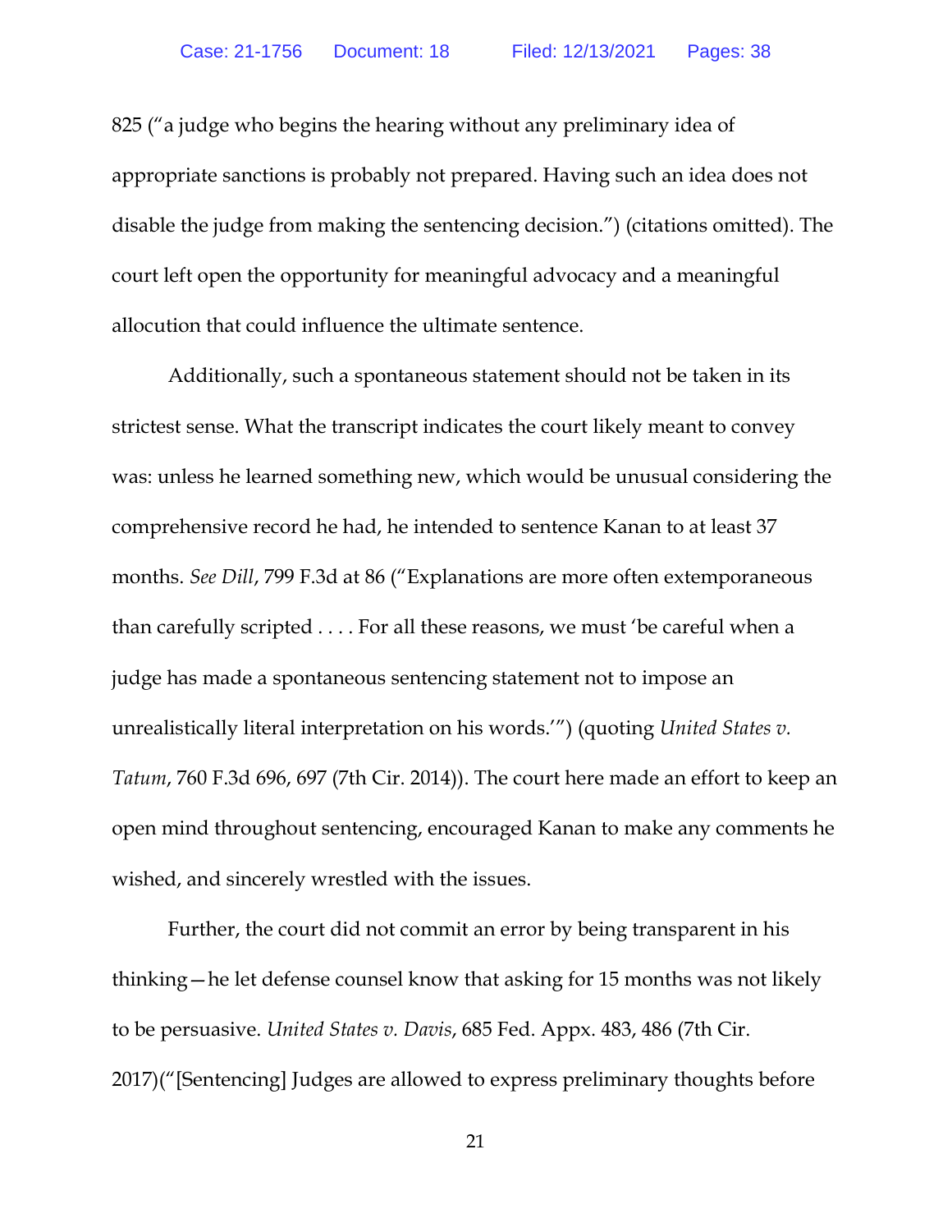825 ("a judge who begins the hearing without any preliminary idea of appropriate sanctions is probably not prepared. Having such an idea does not disable the judge from making the sentencing decision.") (citations omitted). The court left open the opportunity for meaningful advocacy and a meaningful allocution that could influence the ultimate sentence.

Additionally, such a spontaneous statement should not be taken in its strictest sense. What the transcript indicates the court likely meant to convey was: unless he learned something new, which would be unusual considering the comprehensive record he had, he intended to sentence Kanan to at least 37 months. *See Dill*, 799 F.3d at 86 ("Explanations are more often extemporaneous than carefully scripted . . . . For all these reasons, we must 'be careful when a judge has made a spontaneous sentencing statement not to impose an unrealistically literal interpretation on his words.'") (quoting *United States v. Tatum*, 760 F.3d 696, 697 (7th Cir. 2014)). The court here made an effort to keep an open mind throughout sentencing, encouraged Kanan to make any comments he wished, and sincerely wrestled with the issues.

Further, the court did not commit an error by being transparent in his thinking—he let defense counsel know that asking for 15 months was not likely to be persuasive. *United States v. Davis*, 685 Fed. Appx. 483, 486 (7th Cir. 2017)("[Sentencing] Judges are allowed to express preliminary thoughts before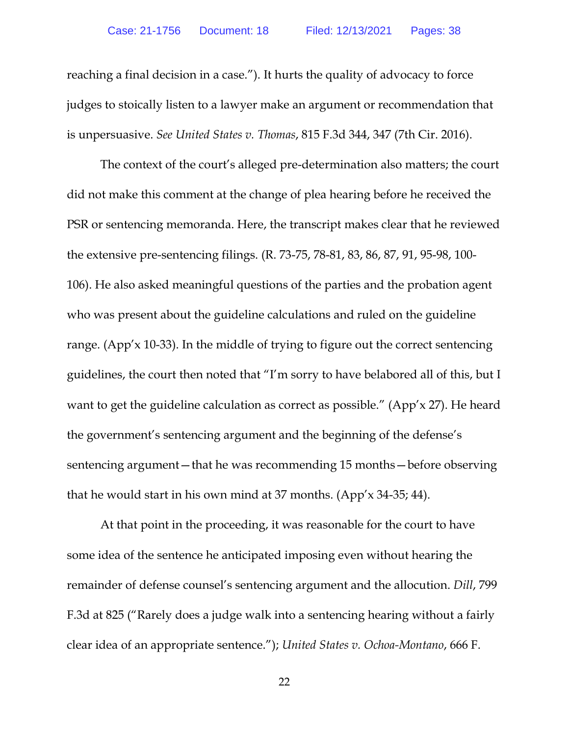reaching a final decision in a case."). It hurts the quality of advocacy to force judges to stoically listen to a lawyer make an argument or recommendation that is unpersuasive. *See United States v. Thomas*, 815 F.3d 344, 347 (7th Cir. 2016).

The context of the court's alleged pre-determination also matters; the court did not make this comment at the change of plea hearing before he received the PSR or sentencing memoranda. Here, the transcript makes clear that he reviewed the extensive pre-sentencing filings. (R. 73-75, 78-81, 83, 86, 87, 91, 95-98, 100-106). He also asked meaningful questions of the parties and the probation agent who was present about the guideline calculations and ruled on the guideline range. (App'x 10-33). In the middle of trying to figure out the correct sentencing guidelines, the court then noted that "I'm sorry to have belabored all of this, but I want to get the guideline calculation as correct as possible." (App'x 27). He heard the government's sentencing argument and the beginning of the defense's sentencing argument—that he was recommending 15 months—before observing that he would start in his own mind at 37 months. (App'x 34-35; 44).

At that point in the proceeding, it was reasonable for the court to have some idea of the sentence he anticipated imposing even without hearing the remainder of defense counsel's sentencing argument and the allocution. *Dill*, 799 F.3d at 825 ("Rarely does a judge walk into a sentencing hearing without a fairly clear idea of an appropriate sentence."); *United States v. Ochoa-Montano*, 666 F.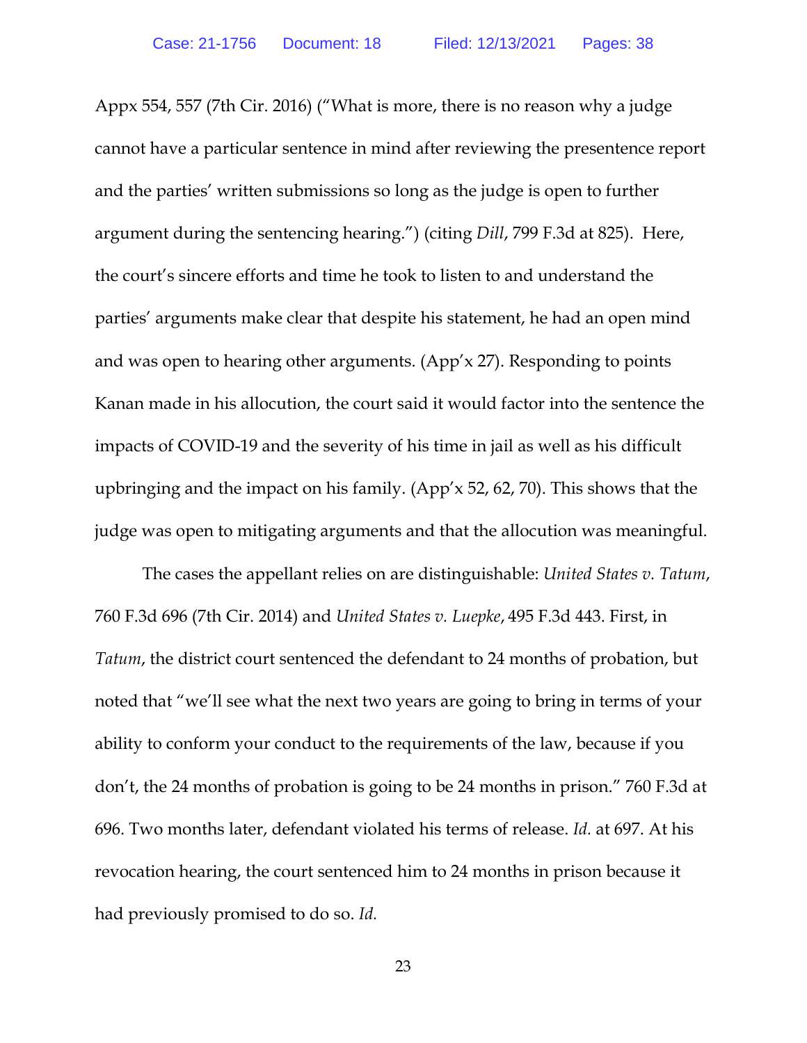Appx 554, 557 (7th Cir. 2016) ("What is more, there is no reason why a judge cannot have a particular sentence in mind after reviewing the presentence report and the parties' written submissions so long as the judge is open to further argument during the sentencing hearing.") (citing *Dill*, 799 F.3d at 825). Here, the court's sincere efforts and time he took to listen to and understand the parties' arguments make clear that despite his statement, he had an open mind and was open to hearing other arguments. (App'x 27). Responding to points Kanan made in his allocution, the court said it would factor into the sentence the impacts of COVID-19 and the severity of his time in jail as well as his difficult upbringing and the impact on his family. (App'x 52, 62, 70). This shows that the judge was open to mitigating arguments and that the allocution was meaningful.

The cases the appellant relies on are distinguishable: *United States v. Tatum*, 760 F.3d 696 (7th Cir. 2014) and *United States v. Luepke*, 495 F.3d 443. First, in *Tatum*, the district court sentenced the defendant to 24 months of probation, but noted that "we'll see what the next two years are going to bring in terms of your ability to conform your conduct to the requirements of the law, because if you don't, the 24 months of probation is going to be 24 months in prison." 760 F.3d at 696. Two months later, defendant violated his terms of release. *Id.* at 697. At his revocation hearing, the court sentenced him to 24 months in prison because it had previously promised to do so. *Id.*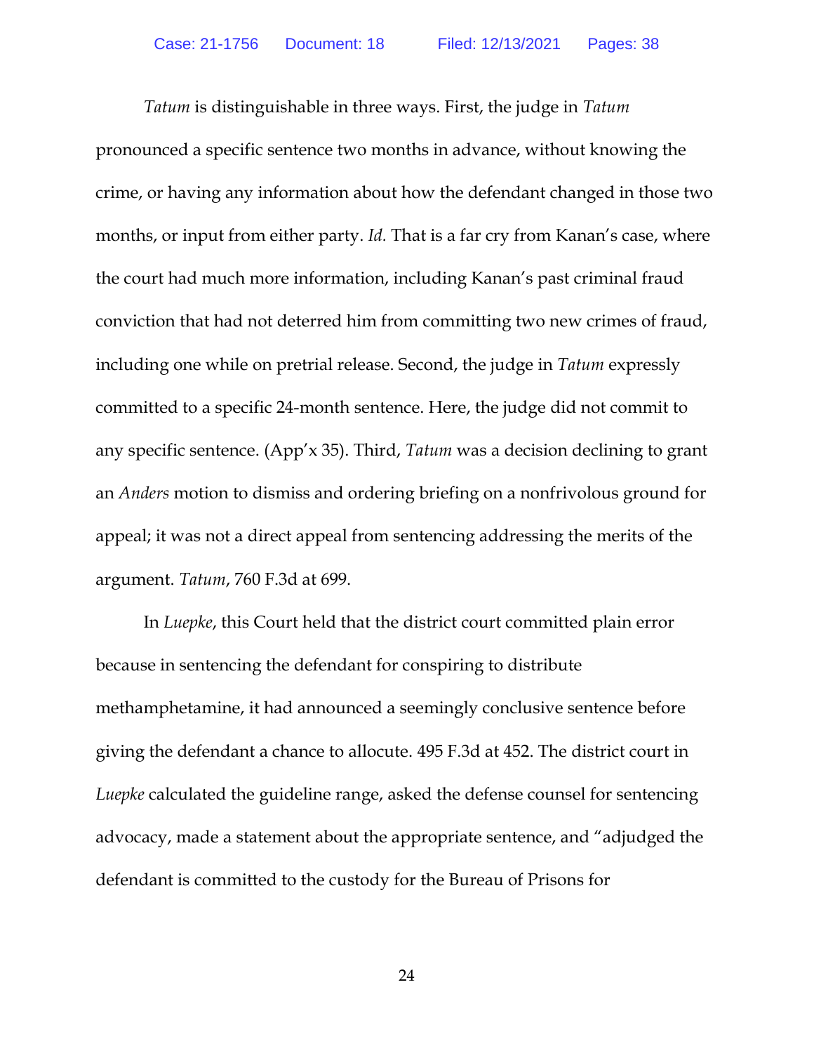*Tatum* is distinguishable in three ways. First, the judge in *Tatum* pronounced a specific sentence two months in advance, without knowing the crime, or having any information about how the defendant changed in those two months, or input from either party. *Id.* That is a far cry from Kanan's case, where the court had much more information, including Kanan's past criminal fraud conviction that had not deterred him from committing two new crimes of fraud, including one while on pretrial release. Second, the judge in *Tatum* expressly committed to a specific 24-month sentence. Here, the judge did not commit to any specific sentence. (App'x 35). Third, *Tatum* was a decision declining to grant an *Anders* motion to dismiss and ordering briefing on a nonfrivolous ground for appeal; it was not a direct appeal from sentencing addressing the merits of the argument. *Tatum*, 760 F.3d at 699.

In *Luepke*, this Court held that the district court committed plain error because in sentencing the defendant for conspiring to distribute methamphetamine, it had announced a seemingly conclusive sentence before giving the defendant a chance to allocute. 495 F.3d at 452. The district court in *Luepke* calculated the guideline range, asked the defense counsel for sentencing advocacy, made a statement about the appropriate sentence, and "adjudged the defendant is committed to the custody for the Bureau of Prisons for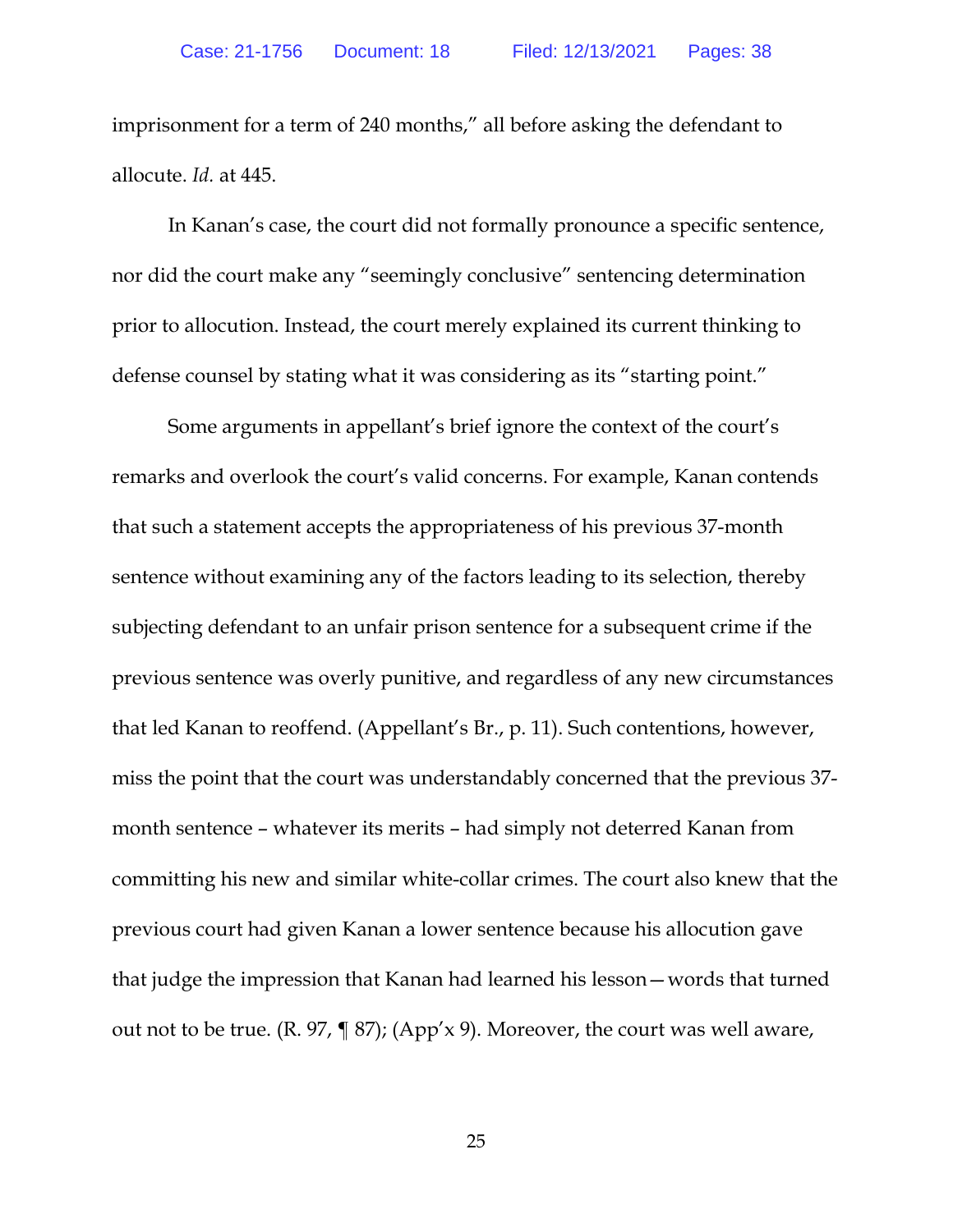imprisonment for a term of 240 months," all before asking the defendant to allocute. *Id.* at 445.

In Kanan's case, the court did not formally pronounce a specific sentence, nor did the court make any "seemingly conclusive" sentencing determination prior to allocution. Instead, the court merely explained its current thinking to defense counsel by stating what it was considering as its "starting point."

Some arguments in appellant's brief ignore the context of the court's remarks and overlook the court's valid concerns. For example, Kanan contends that such a statement accepts the appropriateness of his previous 37-month sentence without examining any of the factors leading to its selection, thereby subjecting defendant to an unfair prison sentence for a subsequent crime if the previous sentence was overly punitive, and regardless of any new circumstances that led Kanan to reoffend. (Appellant's Br., p. 11). Such contentions, however, miss the point that the court was understandably concerned that the previous 37-month sentence – whatever its merits – had simply not deterred Kanan from committing his new and similar white-collar crimes. The court also knew that the previous court had given Kanan a lower sentence because his allocution gave that judge the impression that Kanan had learned his lesson—words that turned out not to be true. (R. 97, ¶ 87); (App'x 9). Moreover, the court was well aware,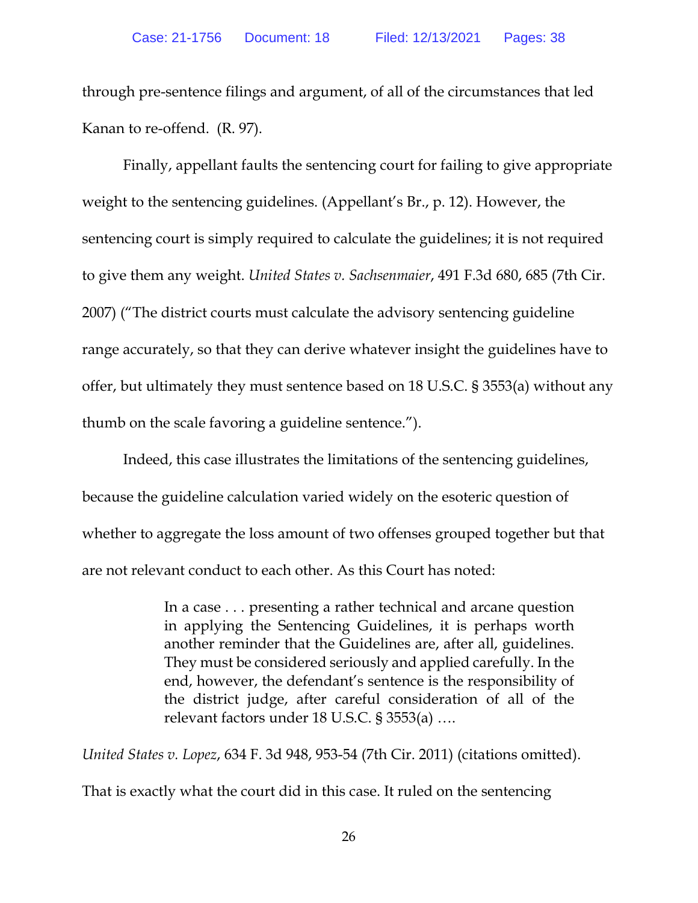through pre-sentence filings and argument, of all of the circumstances that led Kanan to re-offend. (R. 97).

Finally, appellant faults the sentencing court for failing to give appropriate weight to the sentencing guidelines. (Appellant's Br., p. 12). However, the sentencing court is simply required to calculate the guidelines; it is not required to give them any weight. *United States v. Sachsenmaier*, 491 F.3d 680, 685 (7th Cir. 2007) ("The district courts must calculate the advisory sentencing guideline range accurately, so that they can derive whatever insight the guidelines have to offer, but ultimately they must sentence based on 18 U.S.C. § 3553(a) without any thumb on the scale favoring a guideline sentence.").

Indeed, this case illustrates the limitations of the sentencing guidelines, because the guideline calculation varied widely on the esoteric question of whether to aggregate the loss amount of two offenses grouped together but that are not relevant conduct to each other. As this Court has noted:

> In a case . . . presenting a rather technical and arcane question in applying the Sentencing Guidelines, it is perhaps worth another reminder that the Guidelines are, after all, guidelines. They must be considered seriously and applied carefully. In the end, however, the defendant's sentence is the responsibility of the district judge, after careful consideration of all of the relevant factors under 18 U.S.C. § 3553(a) ….

*United States v. Lopez*, 634 F. 3d 948, 953-54 (7th Cir. 2011) (citations omitted). That is exactly what the court did in this case. It ruled on the sentencing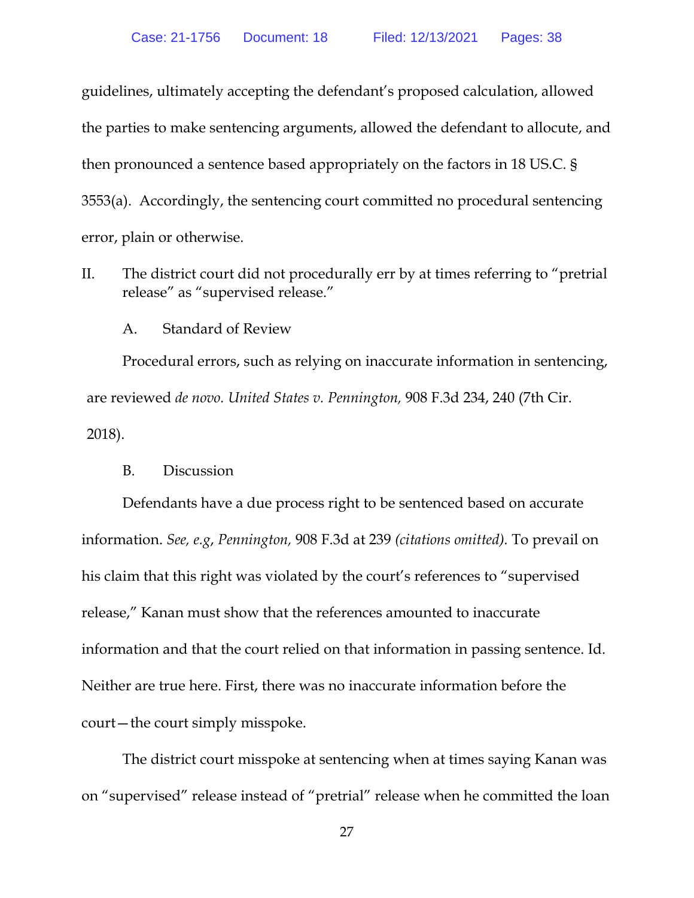guidelines, ultimately accepting the defendant's proposed calculation, allowed the parties to make sentencing arguments, allowed the defendant to allocute, and then pronounced a sentence based appropriately on the factors in 18 US.C. § 3553(a). Accordingly, the sentencing court committed no procedural sentencing error, plain or otherwise.

## II. The district court did not procedurally err by at times referring to "pretrial release" as "supervised release."

### A. Standard of Review

Procedural errors, such as relying on inaccurate information in sentencing, are reviewed *de novo. United States v. Pennington,* 908 F.3d 234, 240 (7th Cir. 2018).

### B. Discussion

Defendants have a due process right to be sentenced based on accurate information. *See, e.g*, *Pennington,* 908 F.3d at 239 *(citations omitted).* To prevail on his claim that this right was violated by the court's references to "supervised release," Kanan must show that the references amounted to inaccurate information and that the court relied on that information in passing sentence. Id. Neither are true here. First, there was no inaccurate information before the court—the court simply misspoke.

The district court misspoke at sentencing when at times saying Kanan was on "supervised" release instead of "pretrial" release when he committed the loan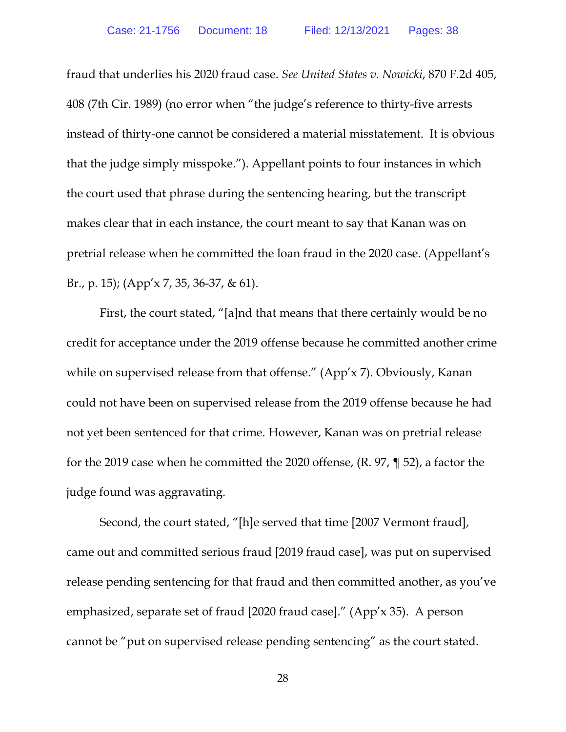fraud that underlies his 2020 fraud case. *See United States v. Nowicki*, 870 F.2d 405, 408 (7th Cir. 1989) (no error when "the judge's reference to thirty-five arrests instead of thirty-one cannot be considered a material misstatement. It is obvious that the judge simply misspoke."). Appellant points to four instances in which the court used that phrase during the sentencing hearing, but the transcript makes clear that in each instance, the court meant to say that Kanan was on pretrial release when he committed the loan fraud in the 2020 case. (Appellant's Br., p. 15); (App'x 7, 35, 36-37, & 61).

First, the court stated, "[a]nd that means that there certainly would be no credit for acceptance under the 2019 offense because he committed another crime while on supervised release from that offense." (App'x 7). Obviously, Kanan could not have been on supervised release from the 2019 offense because he had not yet been sentenced for that crime. However, Kanan was on pretrial release for the 2019 case when he committed the 2020 offense, (R. 97, ¶ 52), a factor the judge found was aggravating.

Second, the court stated, "[h]e served that time [2007 Vermont fraud], came out and committed serious fraud [2019 fraud case], was put on supervised release pending sentencing for that fraud and then committed another, as you've emphasized, separate set of fraud [2020 fraud case]." (App'x 35). A person cannot be "put on supervised release pending sentencing" as the court stated.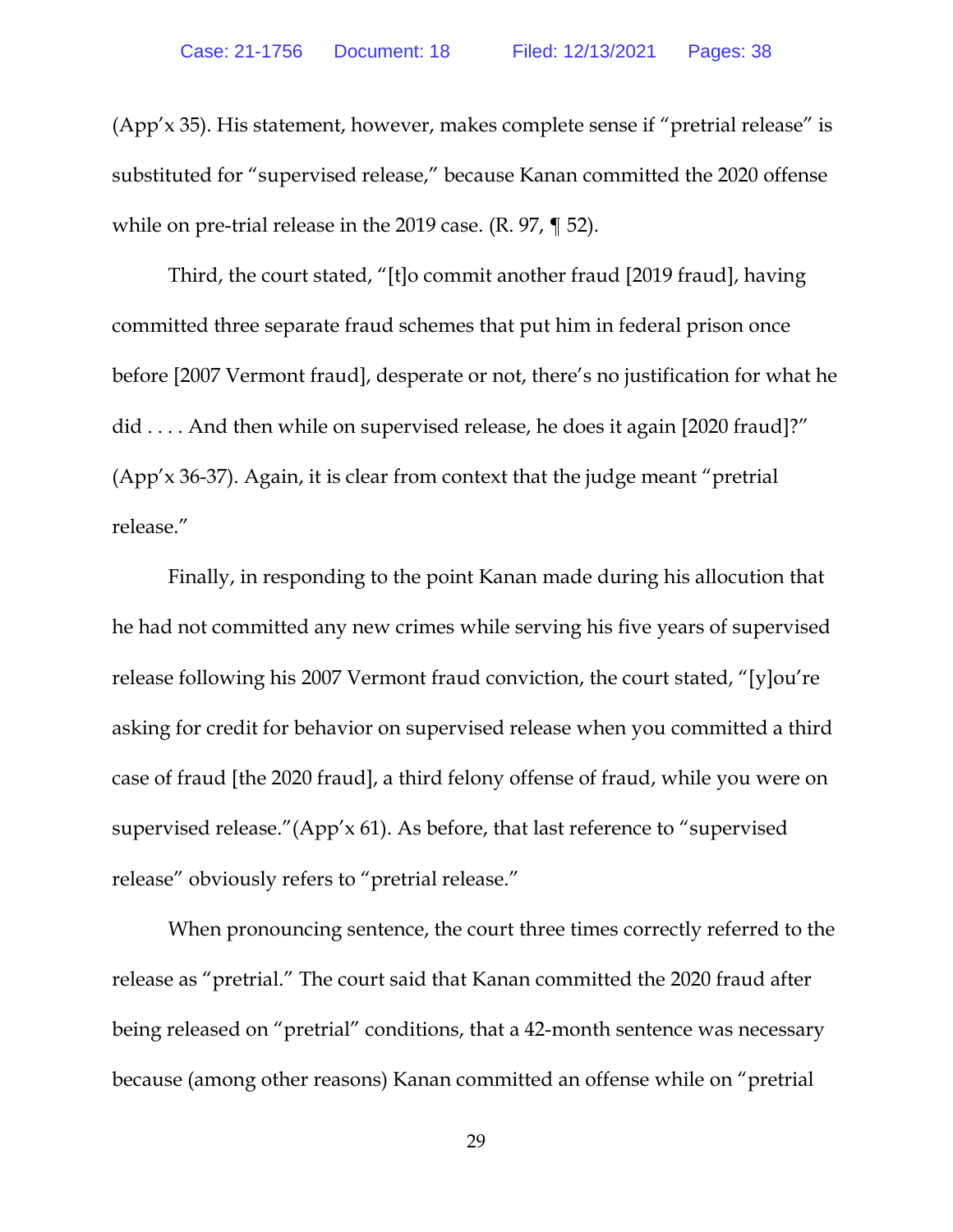(App'x 35). His statement, however, makes complete sense if "pretrial release" is substituted for "supervised release," because Kanan committed the 2020 offense while on pre-trial release in the 2019 case. (R. 97, ¶ 52).

Third, the court stated, "[t]o commit another fraud [2019 fraud], having committed three separate fraud schemes that put him in federal prison once before [2007 Vermont fraud], desperate or not, there's no justification for what he did . . . . And then while on supervised release, he does it again [2020 fraud]?" (App'x 36-37). Again, it is clear from context that the judge meant "pretrial release."

Finally, in responding to the point Kanan made during his allocution that he had not committed any new crimes while serving his five years of supervised release following his 2007 Vermont fraud conviction, the court stated, "[y]ou're asking for credit for behavior on supervised release when you committed a third case of fraud [the 2020 fraud], a third felony offense of fraud, while you were on supervised release."(App'x 61). As before, that last reference to "supervised release" obviously refers to "pretrial release."

When pronouncing sentence, the court three times correctly referred to the release as "pretrial." The court said that Kanan committed the 2020 fraud after being released on "pretrial" conditions, that a 42-month sentence was necessary because (among other reasons) Kanan committed an offense while on "pretrial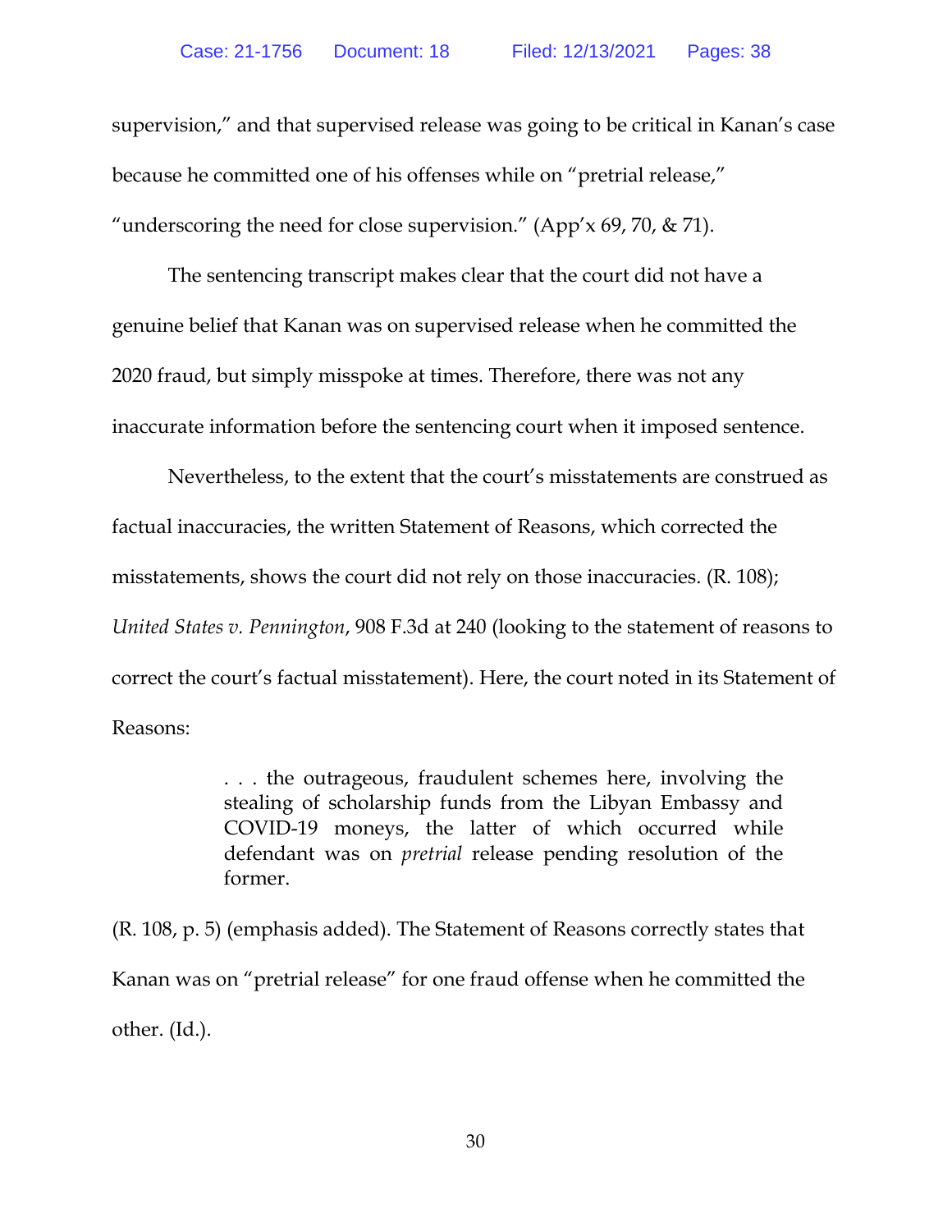supervision," and that supervised release was going to be critical in Kanan's case because he committed one of his offenses while on "pretrial release," "underscoring the need for close supervision." (App'x 69, 70, & 71).

The sentencing transcript makes clear that the court did not have a genuine belief that Kanan was on supervised release when he committed the 2020 fraud, but simply misspoke at times. Therefore, there was not any inaccurate information before the sentencing court when it imposed sentence.

Nevertheless, to the extent that the court's misstatements are construed as factual inaccuracies, the written Statement of Reasons, which corrected the misstatements, shows the court did not rely on those inaccuracies. (R. 108); *United States v. Pennington*, 908 F.3d at 240 (looking to the statement of reasons to correct the court's factual misstatement). Here, the court noted in its Statement of Reasons:

> . . . the outrageous, fraudulent schemes here, involving the stealing of scholarship funds from the Libyan Embassy and COVID-19 moneys, the latter of which occurred while defendant was on *pretrial* release pending resolution of the former.

(R. 108, p. 5) (emphasis added). The Statement of Reasons correctly states that Kanan was on "pretrial release" for one fraud offense when he committed the other. (Id.).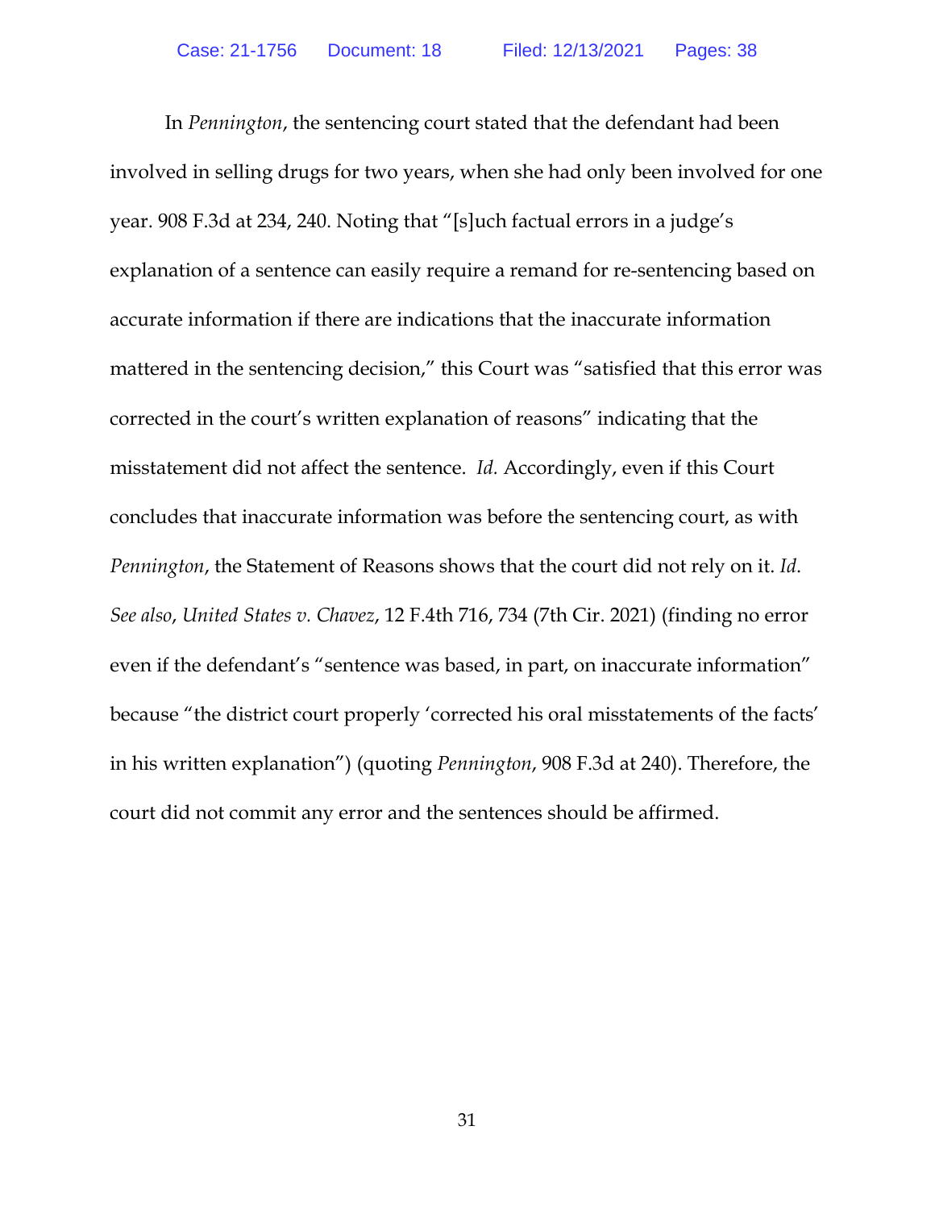In *Pennington*, the sentencing court stated that the defendant had been involved in selling drugs for two years, when she had only been involved for one year. 908 F.3d at 234, 240. Noting that "[s]uch factual errors in a judge's explanation of a sentence can easily require a remand for re-sentencing based on accurate information if there are indications that the inaccurate information mattered in the sentencing decision," this Court was "satisfied that this error was corrected in the court's written explanation of reasons" indicating that the misstatement did not affect the sentence. *Id.* Accordingly, even if this Court concludes that inaccurate information was before the sentencing court, as with *Pennington*, the Statement of Reasons shows that the court did not rely on it. *Id.* *See also*, *United States v. Chavez*, 12 F.4th 716, 734 (7th Cir. 2021) (finding no error even if the defendant's "sentence was based, in part, on inaccurate information" because "the district court properly 'corrected his oral misstatements of the facts' in his written explanation") (quoting *Pennington*, 908 F.3d at 240). Therefore, the court did not commit any error and the sentences should be affirmed.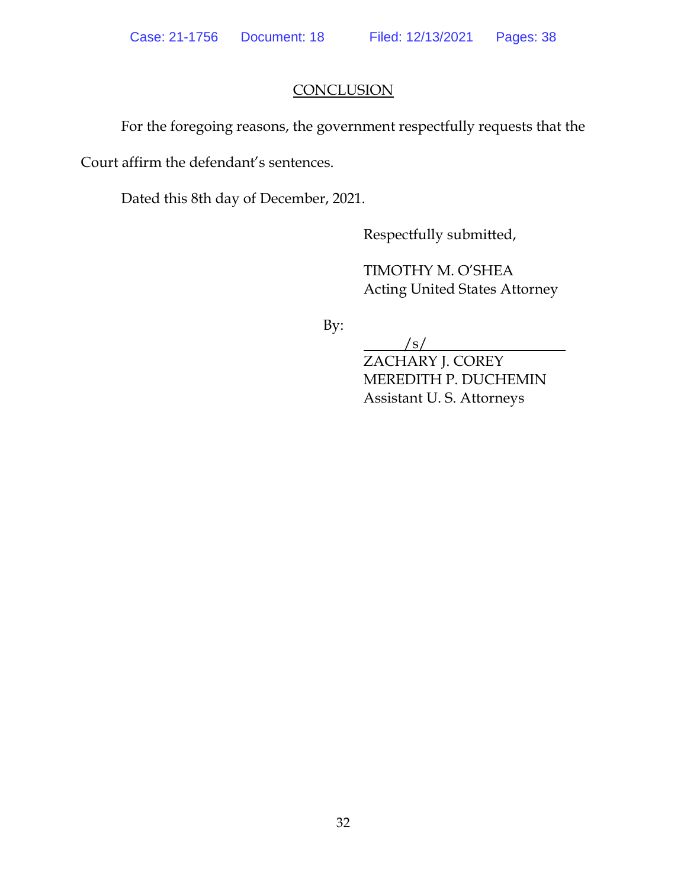## CONCLUSION

For the foregoing reasons, the government respectfully requests that the Court affirm the defendant's sentences.

Dated this 8th day of December, 2021.

Respectfully submitted,

TIMOTHY M. O'SHEA
Acting United States Attorney

By:

/s/
ZACHARY J. COREY
MEREDITH P. DUCHEMIN
Assistant U. S. Attorneys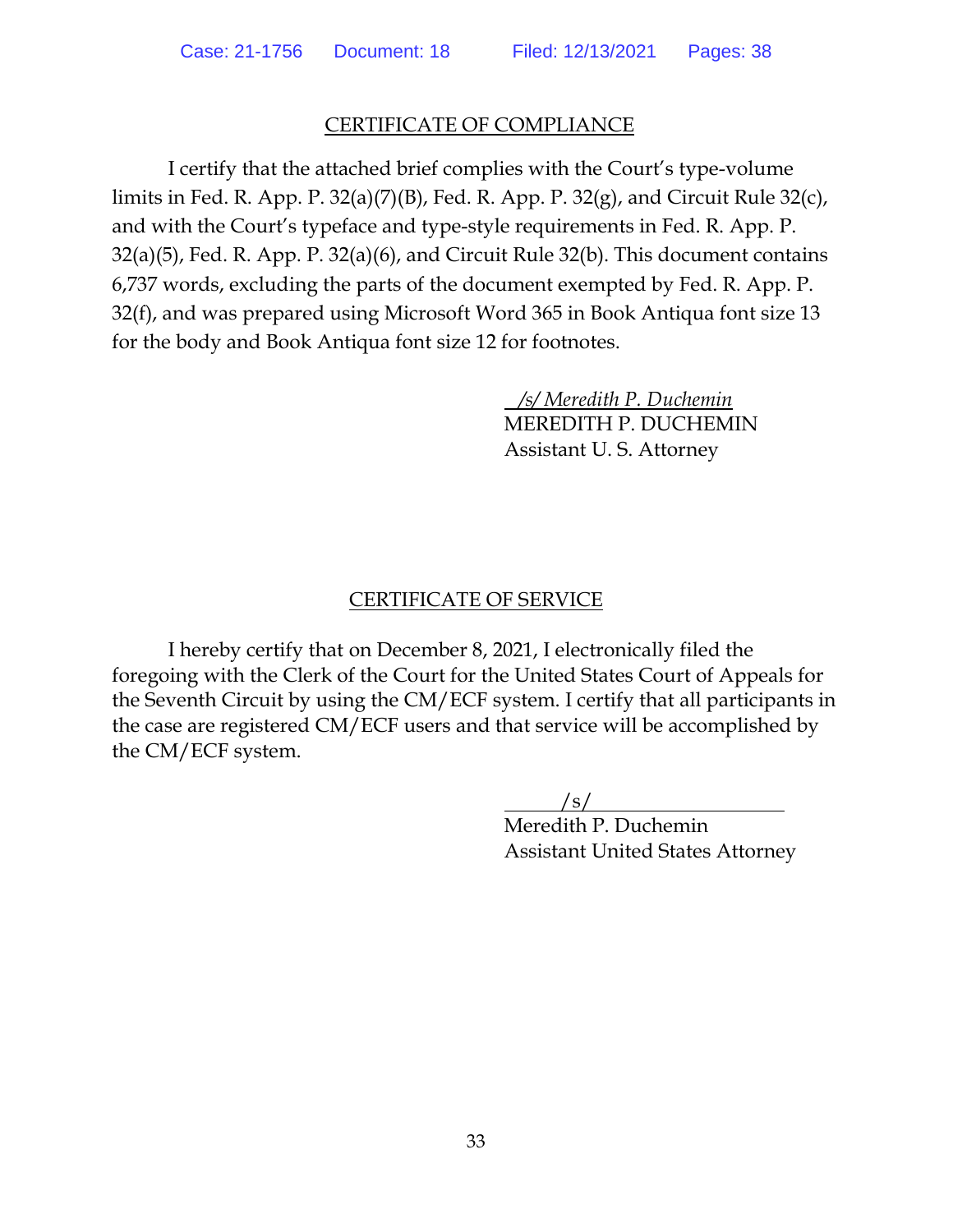## CERTIFICATE OF COMPLIANCE

I certify that the attached brief complies with the Court's type-volume limits in Fed. R. App. P. 32(a)(7)(B), Fed. R. App. P. 32(g), and Circuit Rule 32(c), and with the Court's typeface and type-style requirements in Fed. R. App. P. 32(a)(5), Fed. R. App. P. 32(a)(6), and Circuit Rule 32(b). This document contains 6,737 words, excluding the parts of the document exempted by Fed. R. App. P. 32(f), and was prepared using Microsoft Word 365 in Book Antiqua font size 13 for the body and Book Antiqua font size 12 for footnotes.

*/s/ Meredith P. Duchemin*
MEREDITH P. DUCHEMIN
Assistant U. S. Attorney

## CERTIFICATE OF SERVICE

I hereby certify that on December 8, 2021, I electronically filed the foregoing with the Clerk of the Court for the United States Court of Appeals for the Seventh Circuit by using the CM/ECF system. I certify that all participants in the case are registered CM/ECF users and that service will be accomplished by the CM/ECF system.

/s/
Meredith P. Duchemin
Assistant United States Attorney